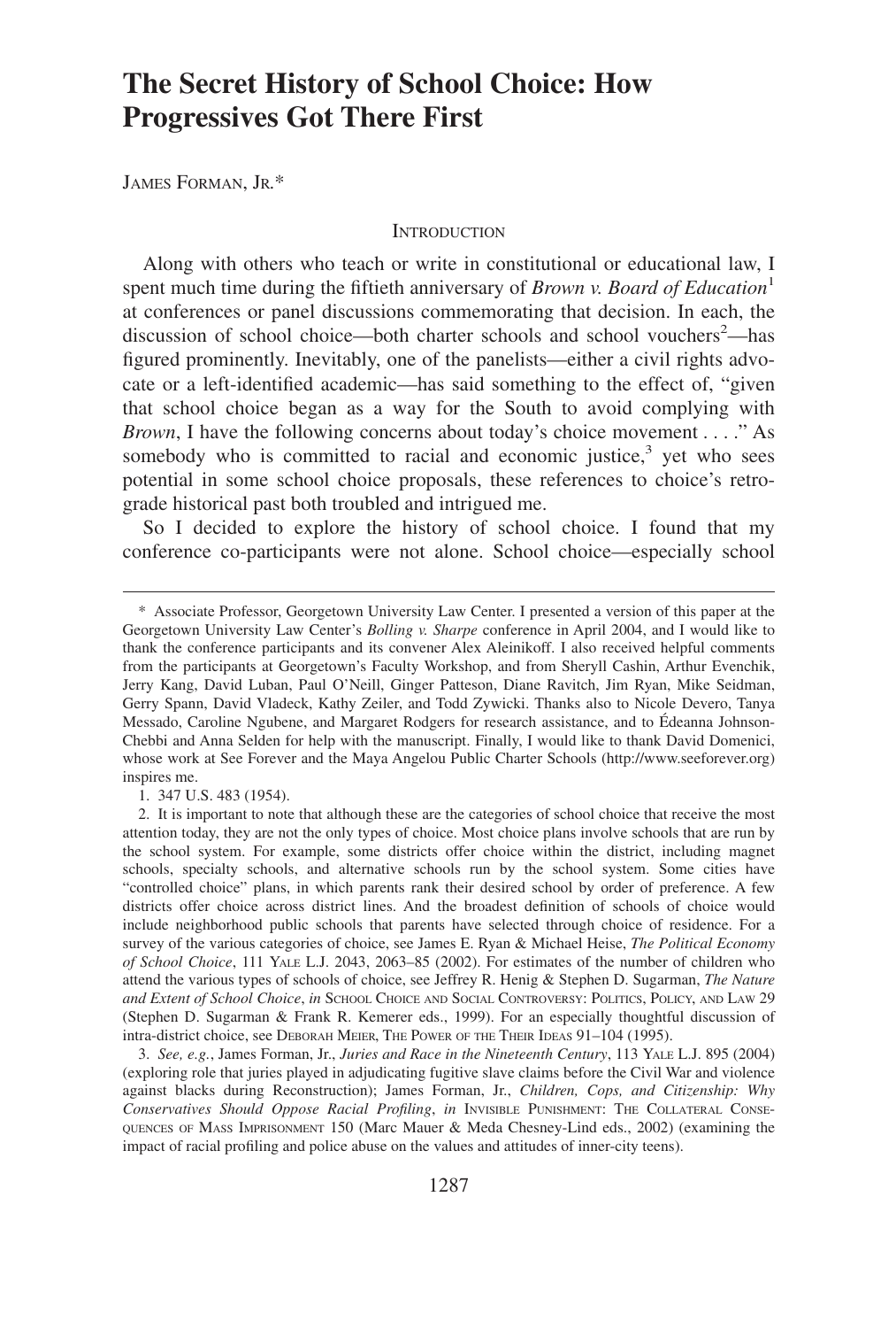# The Secret History of School Choice: How Progressives Got There First

James Forman, Jr.*

## Introduction

Along with others who teach or write in constitutional or educational law, I spent much time during the fiftieth anniversary of *Brown v. Board of Education*[1] at conferences or panel discussions commemorating that decision. In each, the discussion of school choice—both charter schools and school vouchers[2]—has figured prominently. Inevitably, one of the panelists—either a civil rights advocate or a left-identified academic—has said something to the effect of, "given that school choice began as a way for the South to avoid complying with *Brown*, I have the following concerns about today's choice movement . . . ." As somebody who is committed to racial and economic justice,[3] yet who sees potential in some school choice proposals, these references to choice's retrograde historical past both troubled and intrigued me.

So I decided to explore the history of school choice. I found that my conference co-participants were not alone. School choice—especially school

---

\* Associate Professor, Georgetown University Law Center. I presented a version of this paper at the Georgetown University Law Center's *Bolling v. Sharpe* conference in April 2004, and I would like to thank the conference participants and its convener Alex Aleinikoff. I also received helpful comments from the participants at Georgetown's Faculty Workshop, and from Sheryll Cashin, Arthur Evenchik, Jerry Kang, David Luban, Paul O'Neill, Ginger Patteson, Diane Ravitch, Jim Ryan, Mike Seidman, Gerry Spann, David Vladeck, Kathy Zeiler, and Todd Zywicki. Thanks also to Nicole Devero, Tanya Messado, Caroline Ngubene, and Margaret Rodgers for research assistance, and to Édeanna Johnson-Chebbi and Anna Selden for help with the manuscript. Finally, I would like to thank David Domenici, whose work at See Forever and the Maya Angelou Public Charter Schools (http://www.seeforever.org) inspires me.

1. 347 U.S. 483 (1954).

2. It is important to note that although these are the categories of school choice that receive the most attention today, they are not the only types of choice. Most choice plans involve schools that are run by the school system. For example, some districts offer choice within the district, including magnet schools, specialty schools, and alternative schools run by the school system. Some cities have "controlled choice" plans, in which parents rank their desired school by order of preference. A few districts offer choice across district lines. And the broadest definition of schools of choice would include neighborhood public schools that parents have selected through choice of residence. For a survey of the various categories of choice, see James E. Ryan & Michael Heise, *The Political Economy of School Choice*, 111 Yale L.J. 2043, 2063–85 (2002). For estimates of the number of children who attend the various types of schools of choice, see Jeffrey R. Henig & Stephen D. Sugarman, *The Nature and Extent of School Choice*, *in* School Choice and Social Controversy: Politics, Policy, and Law 29 (Stephen D. Sugarman & Frank R. Kemerer eds., 1999). For an especially thoughtful discussion of intra-district choice, see Deborah Meier, The Power of the Their Ideas 91–104 (1995).

3. *See, e.g.*, James Forman, Jr., *Juries and Race in the Nineteenth Century*, 113 Yale L.J. 895 (2004) (exploring role that juries played in adjudicating fugitive slave claims before the Civil War and violence against blacks during Reconstruction); James Forman, Jr., *Children, Cops, and Citizenship: Why Conservatives Should Oppose Racial Profiling*, *in* Invisible Punishment: The Collateral Consequences of Mass Imprisonment 150 (Marc Mauer & Meda Chesney-Lind eds., 2002) (examining the impact of racial profiling and police abuse on the values and attitudes of inner-city teens).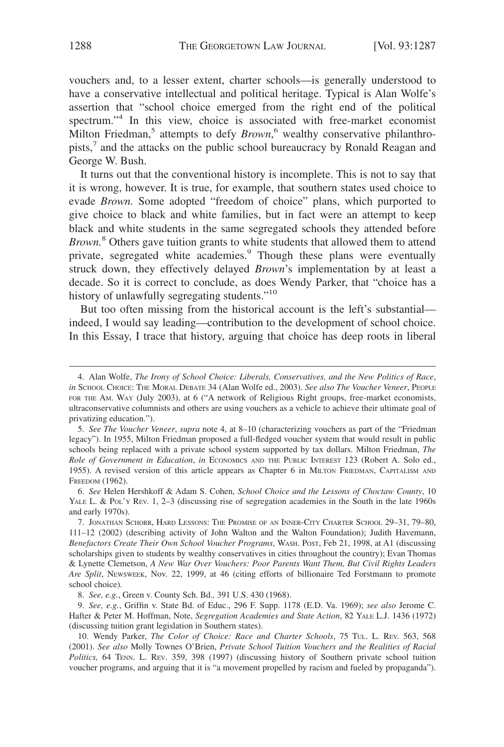vouchers and, to a lesser extent, charter schools—is generally understood to have a conservative intellectual and political heritage. Typical is Alan Wolfe's assertion that "school choice emerged from the right end of the political spectrum."[4] In this view, choice is associated with free-market economist Milton Friedman,[5] attempts to defy *Brown*,[6] wealthy conservative philanthropists,[7] and the attacks on the public school bureaucracy by Ronald Reagan and George W. Bush.

It turns out that the conventional history is incomplete. This is not to say that it is wrong, however. It is true, for example, that southern states used choice to evade *Brown.* Some adopted "freedom of choice" plans, which purported to give choice to black and white families, but in fact were an attempt to keep black and white students in the same segregated schools they attended before *Brown.*[8] Others gave tuition grants to white students that allowed them to attend private, segregated white academies.[9] Though these plans were eventually struck down, they effectively delayed *Brown*'s implementation by at least a decade. So it is correct to conclude, as does Wendy Parker, that "choice has a history of unlawfully segregating students."[10]

But too often missing from the historical account is the left's substantial—indeed, I would say leading—contribution to the development of school choice. In this Essay, I trace that history, arguing that choice has deep roots in liberal

---

4. Alan Wolfe, *The Irony of School Choice: Liberals, Conservatives, and the New Politics of Race*, *in* SCHOOL CHOICE: THE MORAL DEBATE 34 (Alan Wolfe ed., 2003). *See also The Voucher Veneer*, PEOPLE FOR THE AM. WAY (July 2003), at 6 ("A network of Religious Right groups, free-market economists, ultraconservative columnists and others are using vouchers as a vehicle to achieve their ultimate goal of privatizing education.").

5. *See The Voucher Veneer*, *supra* note 4, at 8–10 (characterizing vouchers as part of the "Friedman legacy"). In 1955, Milton Friedman proposed a full-fledged voucher system that would result in public schools being replaced with a private school system supported by tax dollars. Milton Friedman, *The Role of Government in Education*, *in* ECONOMICS AND THE PUBLIC INTEREST 123 (Robert A. Solo ed., 1955). A revised version of this article appears as Chapter 6 in MILTON FRIEDMAN, CAPITALISM AND FREEDOM (1962).

6. *See* Helen Hershkoff & Adam S. Cohen, *School Choice and the Lessons of Choctaw County*, 10 YALE L. & POL'Y REV. 1, 2–3 (discussing rise of segregation academies in the South in the late 1960s and early 1970s).

7. JONATHAN SCHORR, HARD LESSONS: THE PROMISE OF AN INNER-CITY CHARTER SCHOOL 29–31, 79–80, 111–12 (2002) (describing activity of John Walton and the Walton Foundation); Judith Havemann, *Benefactors Create Their Own School Voucher Programs*, WASH. POST, Feb 21, 1998, at A1 (discussing scholarships given to students by wealthy conservatives in cities throughout the country); Evan Thomas & Lynette Clemetson, *A New War Over Vouchers: Poor Parents Want Them, But Civil Rights Leaders Are Split*, NEWSWEEK, Nov. 22, 1999, at 46 (citing efforts of billionaire Ted Forstmann to promote school choice).

8. *See, e.g.*, Green v. County Sch. Bd.*,* 391 U.S. 430 (1968).

9. *See, e.g.*, Griffin v. State Bd. of Educ., 296 F. Supp. 1178 (E.D. Va. 1969); *see also* Jerome C. Hafter & Peter M. Hoffman, Note, *Segregation Academies and State Action*, 82 YALE L.J. 1436 (1972) (discussing tuition grant legislation in Southern states).

10. Wendy Parker, *The Color of Choice: Race and Charter Schools*, 75 TUL. L. REV. 563, 568 (2001). *See also* Molly Townes O'Brien, *Private School Tuition Vouchers and the Realities of Racial Politics,* 64 TENN. L. REV. 359, 398 (1997) (discussing history of Southern private school tuition voucher programs, and arguing that it is "a movement propelled by racism and fueled by propaganda").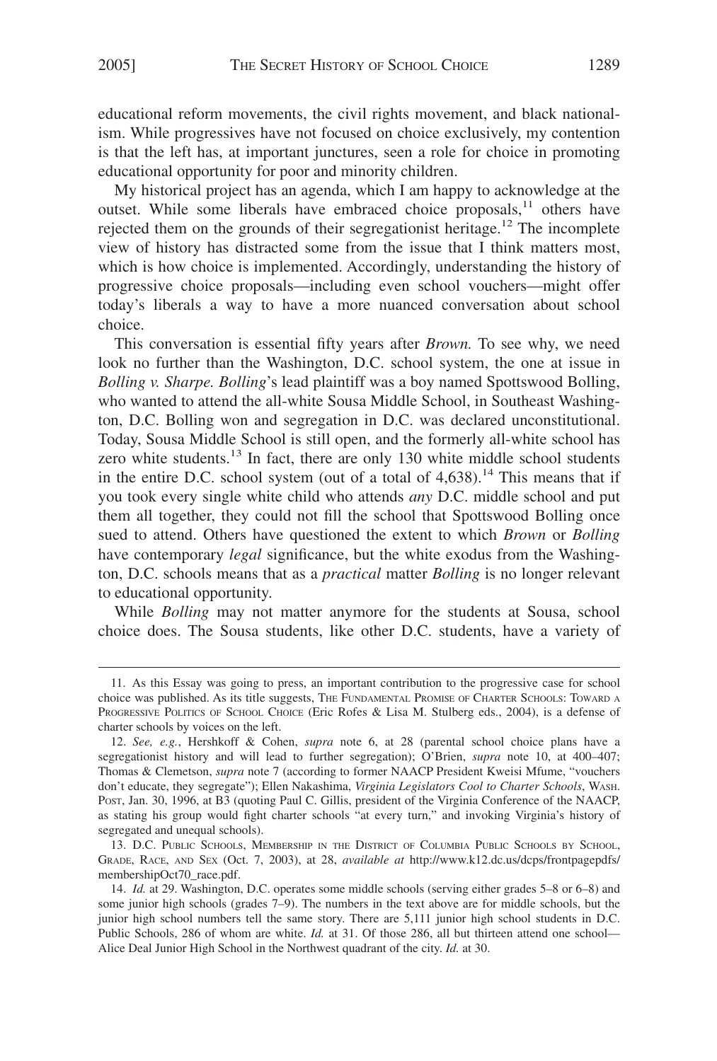educational reform movements, the civil rights movement, and black nationalism. While progressives have not focused on choice exclusively, my contention is that the left has, at important junctures, seen a role for choice in promoting educational opportunity for poor and minority children.

My historical project has an agenda, which I am happy to acknowledge at the outset. While some liberals have embraced choice proposals,[11] others have rejected them on the grounds of their segregationist heritage.[12] The incomplete view of history has distracted some from the issue that I think matters most, which is how choice is implemented. Accordingly, understanding the history of progressive choice proposals—including even school vouchers—might offer today's liberals a way to have a more nuanced conversation about school choice.

This conversation is essential fifty years after *Brown.* To see why, we need look no further than the Washington, D.C. school system, the one at issue in *Bolling v. Sharpe. Bolling*'s lead plaintiff was a boy named Spottswood Bolling, who wanted to attend the all-white Sousa Middle School, in Southeast Washington, D.C. Bolling won and segregation in D.C. was declared unconstitutional. Today, Sousa Middle School is still open, and the formerly all-white school has zero white students.[13] In fact, there are only 130 white middle school students in the entire D.C. school system (out of a total of 4,638).[14] This means that if you took every single white child who attends *any* D.C. middle school and put them all together, they could not fill the school that Spottswood Bolling once sued to attend. Others have questioned the extent to which *Brown* or *Bolling* have contemporary *legal* significance, but the white exodus from the Washington, D.C. schools means that as a *practical* matter *Bolling* is no longer relevant to educational opportunity.

While *Bolling* may not matter anymore for the students at Sousa, school choice does. The Sousa students, like other D.C. students, have a variety of

---

11. As this Essay was going to press, an important contribution to the progressive case for school choice was published. As its title suggests, THE FUNDAMENTAL PROMISE OF CHARTER SCHOOLS: TOWARD A PROGRESSIVE POLITICS OF SCHOOL CHOICE (Eric Rofes & Lisa M. Stulberg eds., 2004), is a defense of charter schools by voices on the left.

12. *See, e.g.*, Hershkoff & Cohen, *supra* note 6, at 28 (parental school choice plans have a segregationist history and will lead to further segregation); O'Brien, *supra* note 10, at 400–407; Thomas & Clemetson, *supra* note 7 (according to former NAACP President Kweisi Mfume, "vouchers don't educate, they segregate"); Ellen Nakashima, *Virginia Legislators Cool to Charter Schools*, WASH. POST, Jan. 30, 1996, at B3 (quoting Paul C. Gillis, president of the Virginia Conference of the NAACP, as stating his group would fight charter schools "at every turn," and invoking Virginia's history of segregated and unequal schools).

13. D.C. PUBLIC SCHOOLS, MEMBERSHIP IN THE DISTRICT OF COLUMBIA PUBLIC SCHOOLS BY SCHOOL, GRADE, RACE, AND SEX (Oct. 7, 2003), at 28, *available at* http://www.k12.dc.us/dcps/frontpagepdfs/membershipOct70_race.pdf.

14. *Id.* at 29. Washington, D.C. operates some middle schools (serving either grades 5–8 or 6–8) and some junior high schools (grades 7–9). The numbers in the text above are for middle schools, but the junior high school numbers tell the same story. There are 5,111 junior high school students in D.C. Public Schools, 286 of whom are white. *Id.* at 31. Of those 286, all but thirteen attend one school—Alice Deal Junior High School in the Northwest quadrant of the city. *Id.* at 30.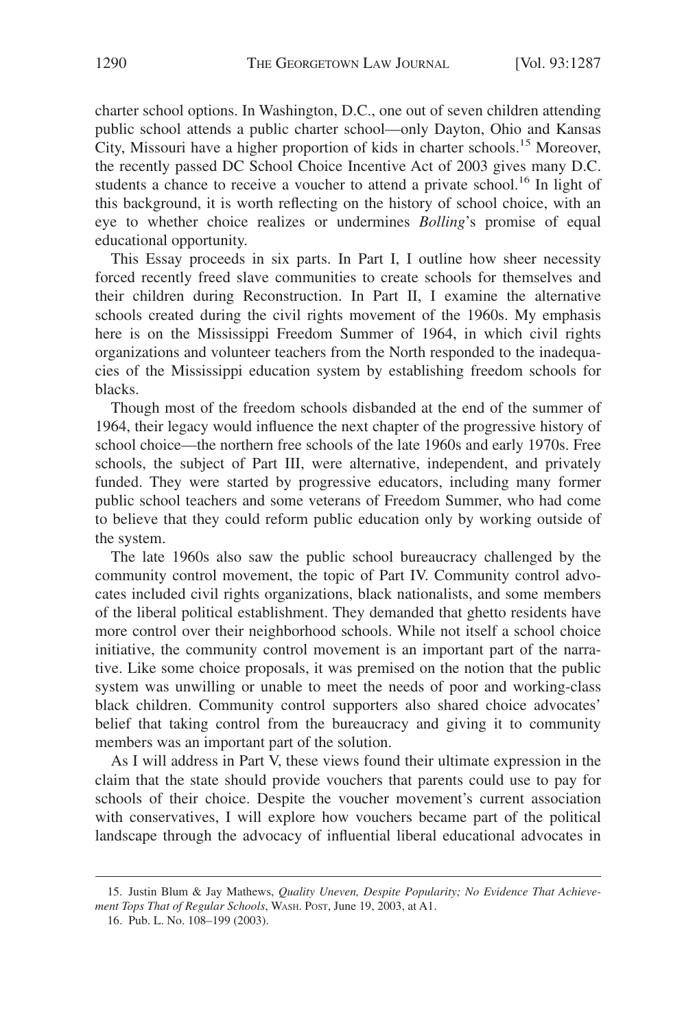charter school options. In Washington, D.C., one out of seven children attending public school attends a public charter school—only Dayton, Ohio and Kansas City, Missouri have a higher proportion of kids in charter schools.[15] Moreover, the recently passed DC School Choice Incentive Act of 2003 gives many D.C. students a chance to receive a voucher to attend a private school.[16] In light of this background, it is worth reflecting on the history of school choice, with an eye to whether choice realizes or undermines *Bolling*'s promise of equal educational opportunity.

This Essay proceeds in six parts. In Part I, I outline how sheer necessity forced recently freed slave communities to create schools for themselves and their children during Reconstruction. In Part II, I examine the alternative schools created during the civil rights movement of the 1960s. My emphasis here is on the Mississippi Freedom Summer of 1964, in which civil rights organizations and volunteer teachers from the North responded to the inadequacies of the Mississippi education system by establishing freedom schools for blacks.

Though most of the freedom schools disbanded at the end of the summer of 1964, their legacy would influence the next chapter of the progressive history of school choice—the northern free schools of the late 1960s and early 1970s. Free schools, the subject of Part III, were alternative, independent, and privately funded. They were started by progressive educators, including many former public school teachers and some veterans of Freedom Summer, who had come to believe that they could reform public education only by working outside of the system.

The late 1960s also saw the public school bureaucracy challenged by the community control movement, the topic of Part IV. Community control advocates included civil rights organizations, black nationalists, and some members of the liberal political establishment. They demanded that ghetto residents have more control over their neighborhood schools. While not itself a school choice initiative, the community control movement is an important part of the narrative. Like some choice proposals, it was premised on the notion that the public system was unwilling or unable to meet the needs of poor and working-class black children. Community control supporters also shared choice advocates' belief that taking control from the bureaucracy and giving it to community members was an important part of the solution.

As I will address in Part V, these views found their ultimate expression in the claim that the state should provide vouchers that parents could use to pay for schools of their choice. Despite the voucher movement's current association with conservatives, I will explore how vouchers became part of the political landscape through the advocacy of influential liberal educational advocates in

15. Justin Blum & Jay Mathews, *Quality Uneven, Despite Popularity; No Evidence That Achievement Tops That of Regular Schools*, WASH. POST, June 19, 2003, at A1.

16. Pub. L. No. 108–199 (2003).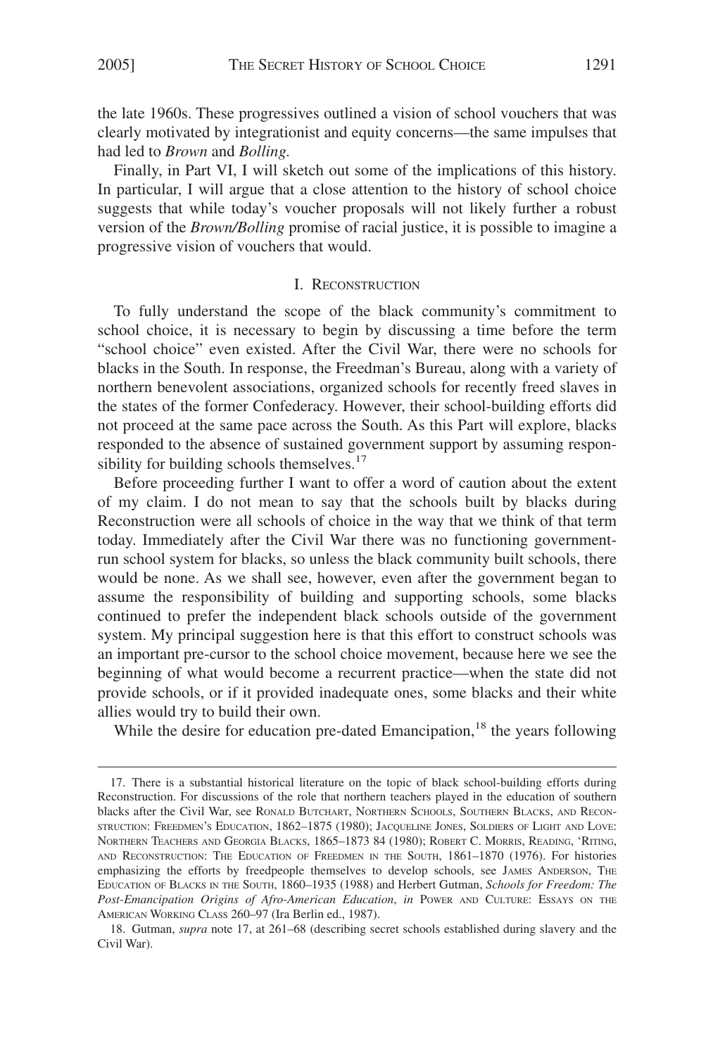the late 1960s. These progressives outlined a vision of school vouchers that was clearly motivated by integrationist and equity concerns—the same impulses that had led to *Brown* and *Bolling*.

Finally, in Part VI, I will sketch out some of the implications of this history. In particular, I will argue that a close attention to the history of school choice suggests that while today's voucher proposals will not likely further a robust version of the *Brown/Bolling* promise of racial justice, it is possible to imagine a progressive vision of vouchers that would.

## I. Reconstruction

To fully understand the scope of the black community's commitment to school choice, it is necessary to begin by discussing a time before the term "school choice" even existed. After the Civil War, there were no schools for blacks in the South. In response, the Freedman's Bureau, along with a variety of northern benevolent associations, organized schools for recently freed slaves in the states of the former Confederacy. However, their school-building efforts did not proceed at the same pace across the South. As this Part will explore, blacks responded to the absence of sustained government support by assuming responsibility for building schools themselves.[17]

Before proceeding further I want to offer a word of caution about the extent of my claim. I do not mean to say that the schools built by blacks during Reconstruction were all schools of choice in the way that we think of that term today. Immediately after the Civil War there was no functioning government-run school system for blacks, so unless the black community built schools, there would be none. As we shall see, however, even after the government began to assume the responsibility of building and supporting schools, some blacks continued to prefer the independent black schools outside of the government system. My principal suggestion here is that this effort to construct schools was an important pre-cursor to the school choice movement, because here we see the beginning of what would become a recurrent practice—when the state did not provide schools, or if it provided inadequate ones, some blacks and their white allies would try to build their own.

While the desire for education pre-dated Emancipation,[18] the years following

---

17. There is a substantial historical literature on the topic of black school-building efforts during Reconstruction. For discussions of the role that northern teachers played in the education of southern blacks after the Civil War, see Ronald Butchart, Northern Schools, Southern Blacks, and Reconstruction: Freedmen's Education, 1862–1875 (1980); Jacqueline Jones, Soldiers of Light and Love: Northern Teachers and Georgia Blacks, 1865–1873 84 (1980); Robert C. Morris, Reading, 'Riting, and Reconstruction: The Education of Freedmen in the South, 1861–1870 (1976). For histories emphasizing the efforts by freedpeople themselves to develop schools, see James Anderson, The Education of Blacks in the South, 1860–1935 (1988) and Herbert Gutman, *Schools for Freedom: The Post-Emancipation Origins of Afro-American Education*, *in* Power and Culture: Essays on the American Working Class 260–97 (Ira Berlin ed., 1987).

18. Gutman, *supra* note 17, at 261–68 (describing secret schools established during slavery and the Civil War).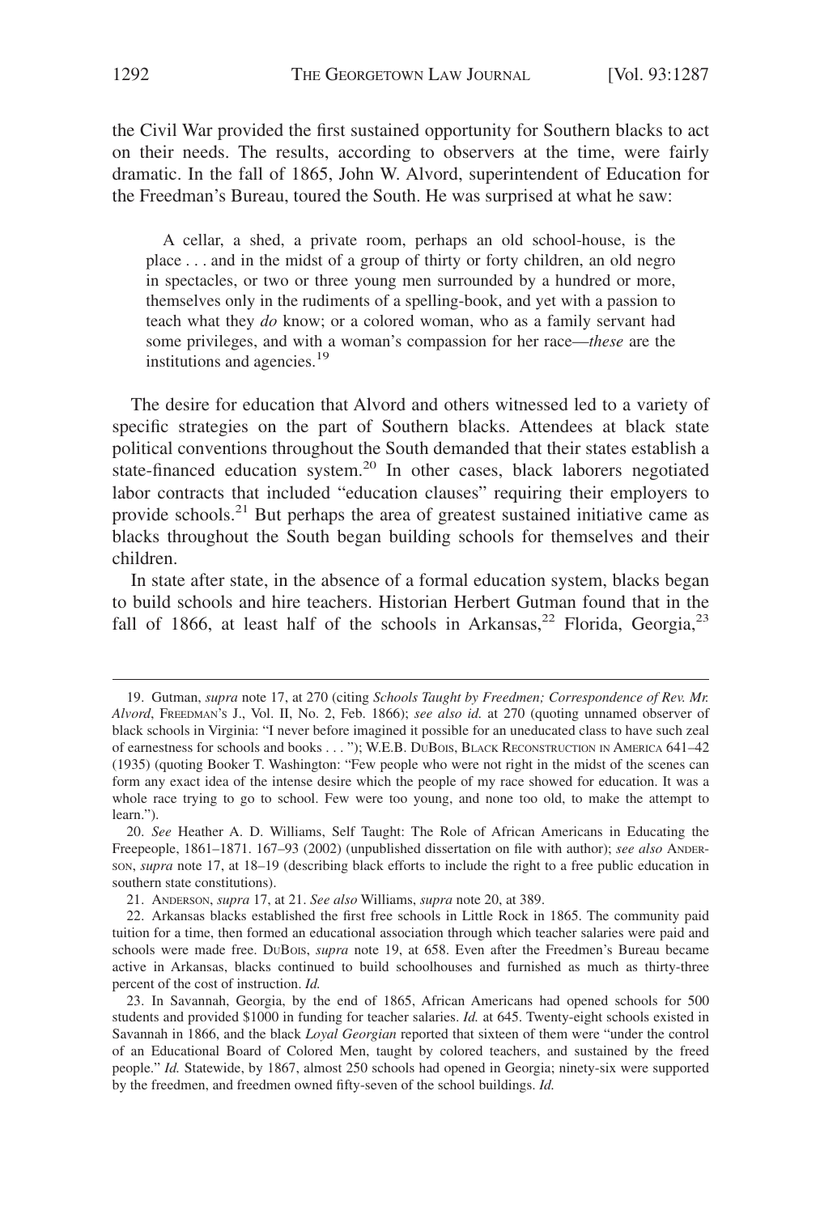the Civil War provided the first sustained opportunity for Southern blacks to act on their needs. The results, according to observers at the time, were fairly dramatic. In the fall of 1865, John W. Alvord, superintendent of Education for the Freedman's Bureau, toured the South. He was surprised at what he saw:

> A cellar, a shed, a private room, perhaps an old school-house, is the place . . . and in the midst of a group of thirty or forty children, an old negro in spectacles, or two or three young men surrounded by a hundred or more, themselves only in the rudiments of a spelling-book, and yet with a passion to teach what they *do* know; or a colored woman, who as a family servant had some privileges, and with a woman's compassion for her race—*these* are the institutions and agencies.[19]

The desire for education that Alvord and others witnessed led to a variety of specific strategies on the part of Southern blacks. Attendees at black state political conventions throughout the South demanded that their states establish a state-financed education system.[20] In other cases, black laborers negotiated labor contracts that included "education clauses" requiring their employers to provide schools.[21] But perhaps the area of greatest sustained initiative came as blacks throughout the South began building schools for themselves and their children.

In state after state, in the absence of a formal education system, blacks began to build schools and hire teachers. Historian Herbert Gutman found that in the fall of 1866, at least half of the schools in Arkansas,[22] Florida, Georgia,[23]

---

19. Gutman, *supra* note 17, at 270 (citing *Schools Taught by Freedmen; Correspondence of Rev. Mr. Alvord*, FREEDMAN'S J., Vol. II, No. 2, Feb. 1866); *see also id.* at 270 (quoting unnamed observer of black schools in Virginia: "I never before imagined it possible for an uneducated class to have such zeal of earnestness for schools and books . . . "); W.E.B. DUBOIS, BLACK RECONSTRUCTION IN AMERICA 641–42 (1935) (quoting Booker T. Washington: "Few people who were not right in the midst of the scenes can form any exact idea of the intense desire which the people of my race showed for education. It was a whole race trying to go to school. Few were too young, and none too old, to make the attempt to learn.").

20. *See* Heather A. D. Williams, Self Taught: The Role of African Americans in Educating the Freepeople, 1861–1871. 167–93 (2002) (unpublished dissertation on file with author); *see also* ANDERSON, *supra* note 17, at 18–19 (describing black efforts to include the right to a free public education in southern state constitutions).

21. ANDERSON, *supra* 17, at 21. *See also* Williams, *supra* note 20, at 389.

22. Arkansas blacks established the first free schools in Little Rock in 1865. The community paid tuition for a time, then formed an educational association through which teacher salaries were paid and schools were made free. DUBOIS, *supra* note 19, at 658. Even after the Freedmen's Bureau became active in Arkansas, blacks continued to build schoolhouses and furnished as much as thirty-three percent of the cost of instruction. *Id.*

23. In Savannah, Georgia, by the end of 1865, African Americans had opened schools for 500 students and provided $1000 in funding for teacher salaries. *Id.* at 645. Twenty-eight schools existed in Savannah in 1866, and the black *Loyal Georgian* reported that sixteen of them were "under the control of an Educational Board of Colored Men, taught by colored teachers, and sustained by the freed people." *Id.* Statewide, by 1867, almost 250 schools had opened in Georgia; ninety-six were supported by the freedmen, and freedmen owned fifty-seven of the school buildings. *Id.*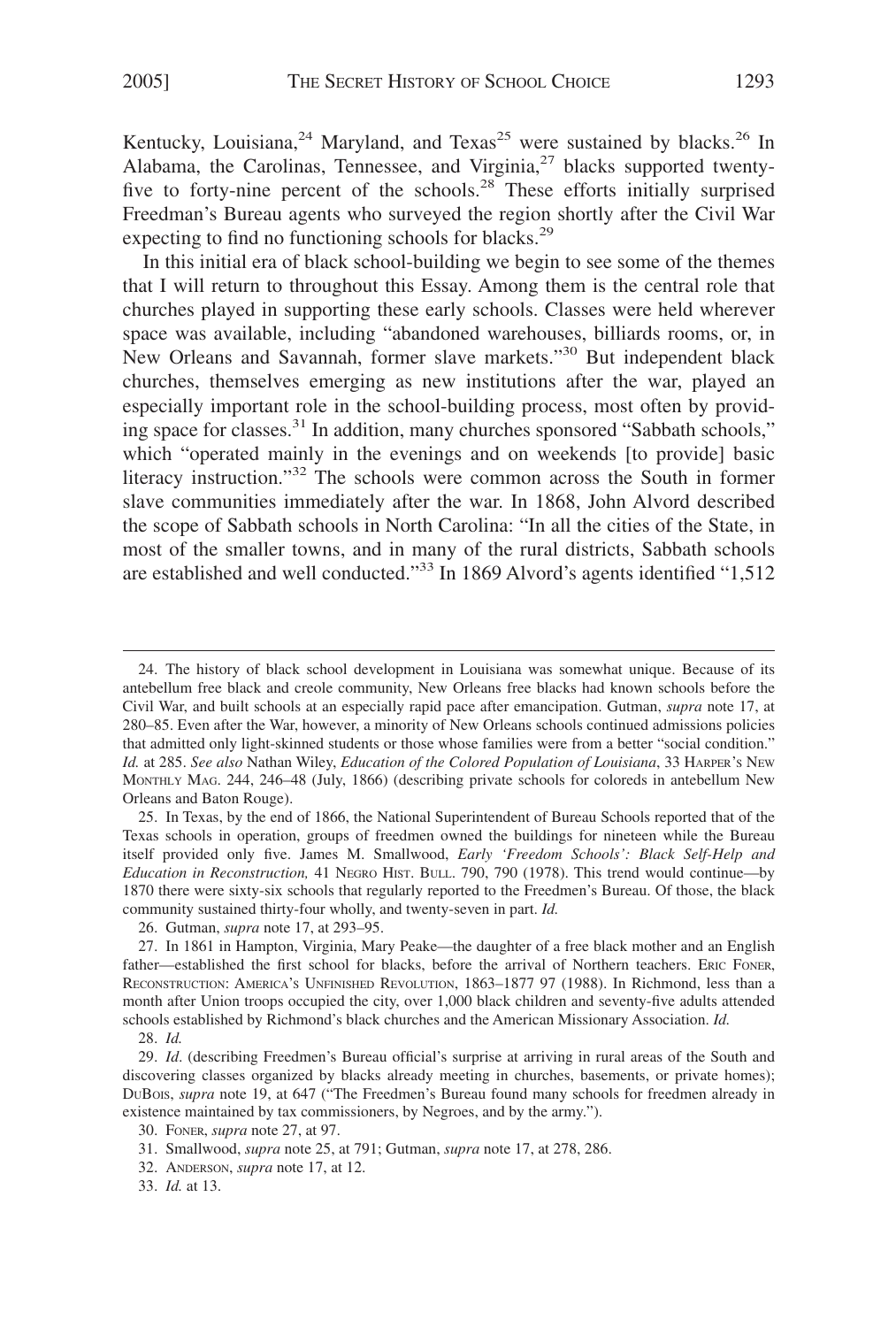Kentucky, Louisiana,[24] Maryland, and Texas[25] were sustained by blacks.[26] In Alabama, the Carolinas, Tennessee, and Virginia,[27] blacks supported twenty-five to forty-nine percent of the schools.[28] These efforts initially surprised Freedman's Bureau agents who surveyed the region shortly after the Civil War expecting to find no functioning schools for blacks.[29]

In this initial era of black school-building we begin to see some of the themes that I will return to throughout this Essay. Among them is the central role that churches played in supporting these early schools. Classes were held wherever space was available, including "abandoned warehouses, billiards rooms, or, in New Orleans and Savannah, former slave markets."[30] But independent black churches, themselves emerging as new institutions after the war, played an especially important role in the school-building process, most often by providing space for classes.[31] In addition, many churches sponsored "Sabbath schools," which "operated mainly in the evenings and on weekends [to provide] basic literacy instruction."[32] The schools were common across the South in former slave communities immediately after the war. In 1868, John Alvord described the scope of Sabbath schools in North Carolina: "In all the cities of the State, in most of the smaller towns, and in many of the rural districts, Sabbath schools are established and well conducted."[33] In 1869 Alvord's agents identified "1,512

---

24. The history of black school development in Louisiana was somewhat unique. Because of its antebellum free black and creole community, New Orleans free blacks had known schools before the Civil War, and built schools at an especially rapid pace after emancipation. Gutman, *supra* note 17, at 280–85. Even after the War, however, a minority of New Orleans schools continued admissions policies that admitted only light-skinned students or those whose families were from a better "social condition." *Id.* at 285. *See also* Nathan Wiley, *Education of the Colored Population of Louisiana*, 33 HARPER'S NEW MONTHLY MAG. 244, 246–48 (July, 1866) (describing private schools for coloreds in antebellum New Orleans and Baton Rouge).

25. In Texas, by the end of 1866, the National Superintendent of Bureau Schools reported that of the Texas schools in operation, groups of freedmen owned the buildings for nineteen while the Bureau itself provided only five. James M. Smallwood, *Early 'Freedom Schools': Black Self-Help and Education in Reconstruction,* 41 NEGRO HIST. BULL. 790, 790 (1978). This trend would continue—by 1870 there were sixty-six schools that regularly reported to the Freedmen's Bureau. Of those, the black community sustained thirty-four wholly, and twenty-seven in part. *Id.*

26. Gutman, *supra* note 17, at 293–95.

27. In 1861 in Hampton, Virginia, Mary Peake—the daughter of a free black mother and an English father—established the first school for blacks, before the arrival of Northern teachers. ERIC FONER, RECONSTRUCTION: AMERICA'S UNFINISHED REVOLUTION, 1863–1877 97 (1988). In Richmond, less than a month after Union troops occupied the city, over 1,000 black children and seventy-five adults attended schools established by Richmond's black churches and the American Missionary Association. *Id.*

28. *Id.*

29. *Id*. (describing Freedmen's Bureau official's surprise at arriving in rural areas of the South and discovering classes organized by blacks already meeting in churches, basements, or private homes); DUBOIS, *supra* note 19, at 647 ("The Freedmen's Bureau found many schools for freedmen already in existence maintained by tax commissioners, by Negroes, and by the army.").

30. FONER, *supra* note 27, at 97.

31. Smallwood, *supra* note 25, at 791; Gutman, *supra* note 17, at 278, 286.

32. ANDERSON, *supra* note 17, at 12.

33. *Id.* at 13.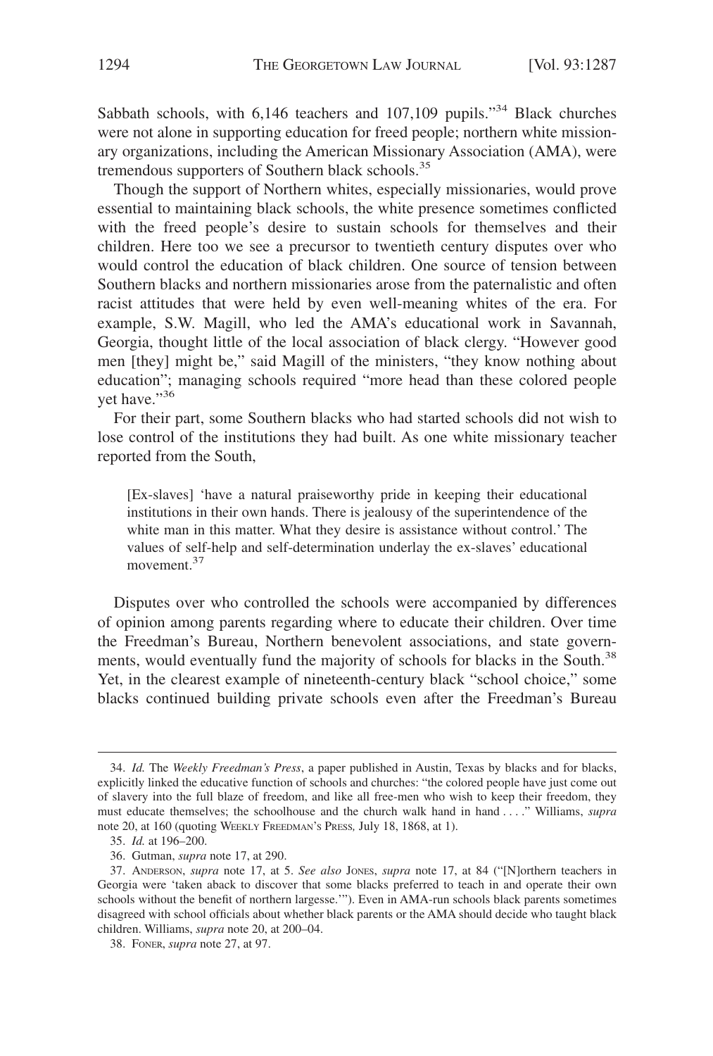Sabbath schools, with 6,146 teachers and 107,109 pupils."[34] Black churches were not alone in supporting education for freed people; northern white missionary organizations, including the American Missionary Association (AMA), were tremendous supporters of Southern black schools.[35]

Though the support of Northern whites, especially missionaries, would prove essential to maintaining black schools, the white presence sometimes conflicted with the freed people's desire to sustain schools for themselves and their children. Here too we see a precursor to twentieth century disputes over who would control the education of black children. One source of tension between Southern blacks and northern missionaries arose from the paternalistic and often racist attitudes that were held by even well-meaning whites of the era. For example, S.W. Magill, who led the AMA's educational work in Savannah, Georgia, thought little of the local association of black clergy. "However good men [they] might be," said Magill of the ministers, "they know nothing about education"; managing schools required "more head than these colored people yet have."[36]

For their part, some Southern blacks who had started schools did not wish to lose control of the institutions they had built. As one white missionary teacher reported from the South,

> [Ex-slaves] 'have a natural praiseworthy pride in keeping their educational institutions in their own hands. There is jealousy of the superintendence of the white man in this matter. What they desire is assistance without control.' The values of self-help and self-determination underlay the ex-slaves' educational movement.[37]

Disputes over who controlled the schools were accompanied by differences of opinion among parents regarding where to educate their children. Over time the Freedman's Bureau, Northern benevolent associations, and state governments, would eventually fund the majority of schools for blacks in the South.[38] Yet, in the clearest example of nineteenth-century black "school choice," some blacks continued building private schools even after the Freedman's Bureau

---

34. *Id.* The *Weekly Freedman's Press*, a paper published in Austin, Texas by blacks and for blacks, explicitly linked the educative function of schools and churches: "the colored people have just come out of slavery into the full blaze of freedom, and like all free-men who wish to keep their freedom, they must educate themselves; the schoolhouse and the church walk hand in hand . . . ." Williams, *supra* note 20, at 160 (quoting WEEKLY FREEDMAN'S PRESS, July 18, 1868, at 1).

35. *Id.* at 196–200.

36. Gutman, *supra* note 17, at 290.

37. ANDERSON, *supra* note 17, at 5. *See also* JONES, *supra* note 17, at 84 ("[N]orthern teachers in Georgia were 'taken aback to discover that some blacks preferred to teach in and operate their own schools without the benefit of northern largesse.'"). Even in AMA-run schools black parents sometimes disagreed with school officials about whether black parents or the AMA should decide who taught black children. Williams, *supra* note 20, at 200–04.

38. FONER, *supra* note 27, at 97.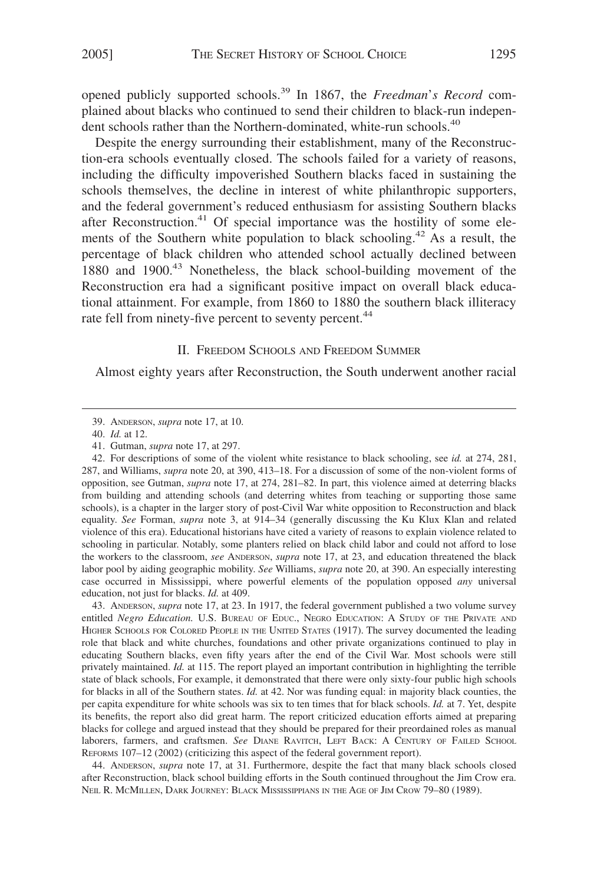opened publicly supported schools.[39] In 1867, the *Freedman's Record* complained about blacks who continued to send their children to black-run independent schools rather than the Northern-dominated, white-run schools.[40]

Despite the energy surrounding their establishment, many of the Reconstruction-era schools eventually closed. The schools failed for a variety of reasons, including the difficulty impoverished Southern blacks faced in sustaining the schools themselves, the decline in interest of white philanthropic supporters, and the federal government's reduced enthusiasm for assisting Southern blacks after Reconstruction.[41] Of special importance was the hostility of some elements of the Southern white population to black schooling.[42] As a result, the percentage of black children who attended school actually declined between 1880 and 1900.[43] Nonetheless, the black school-building movement of the Reconstruction era had a significant positive impact on overall black educational attainment. For example, from 1860 to 1880 the southern black illiteracy rate fell from ninety-five percent to seventy percent.[44]

## II. FREEDOM SCHOOLS AND FREEDOM SUMMER

Almost eighty years after Reconstruction, the South underwent another racial

---

39. ANDERSON, *supra* note 17, at 10.

40. *Id.* at 12.

41. Gutman, *supra* note 17, at 297.

42. For descriptions of some of the violent white resistance to black schooling, see *id.* at 274, 281, 287, and Williams, *supra* note 20, at 390, 413–18. For a discussion of some of the non-violent forms of opposition, see Gutman, *supra* note 17, at 274, 281–82. In part, this violence aimed at deterring blacks from building and attending schools (and deterring whites from teaching or supporting those same schools), is a chapter in the larger story of post-Civil War white opposition to Reconstruction and black equality. *See* Forman, *supra* note 3, at 914–34 (generally discussing the Ku Klux Klan and related violence of this era). Educational historians have cited a variety of reasons to explain violence related to schooling in particular. Notably, some planters relied on black child labor and could not afford to lose the workers to the classroom, *see* ANDERSON, *supra* note 17, at 23, and education threatened the black labor pool by aiding geographic mobility. *See* Williams, *supra* note 20, at 390. An especially interesting case occurred in Mississippi, where powerful elements of the population opposed *any* universal education, not just for blacks. *Id.* at 409.

43. ANDERSON, *supra* note 17, at 23. In 1917, the federal government published a two volume survey entitled *Negro Education.* U.S. BUREAU OF EDUC., NEGRO EDUCATION: A STUDY OF THE PRIVATE AND HIGHER SCHOOLS FOR COLORED PEOPLE IN THE UNITED STATES (1917). The survey documented the leading role that black and white churches, foundations and other private organizations continued to play in educating Southern blacks, even fifty years after the end of the Civil War. Most schools were still privately maintained. *Id.* at 115. The report played an important contribution in highlighting the terrible state of black schools, For example, it demonstrated that there were only sixty-four public high schools for blacks in all of the Southern states. *Id.* at 42. Nor was funding equal: in majority black counties, the per capita expenditure for white schools was six to ten times that for black schools. *Id.* at 7. Yet, despite its benefits, the report also did great harm. The report criticized education efforts aimed at preparing blacks for college and argued instead that they should be prepared for their preordained roles as manual laborers, farmers, and craftsmen. *See* DIANE RAVITCH, LEFT BACK: A CENTURY OF FAILED SCHOOL REFORMS 107–12 (2002) (criticizing this aspect of the federal government report).

44. ANDERSON, *supra* note 17, at 31. Furthermore, despite the fact that many black schools closed after Reconstruction, black school building efforts in the South continued throughout the Jim Crow era. NEIL R. MCMILLEN, DARK JOURNEY: BLACK MISSISSIPPIANS IN THE AGE OF JIM CROW 79–80 (1989).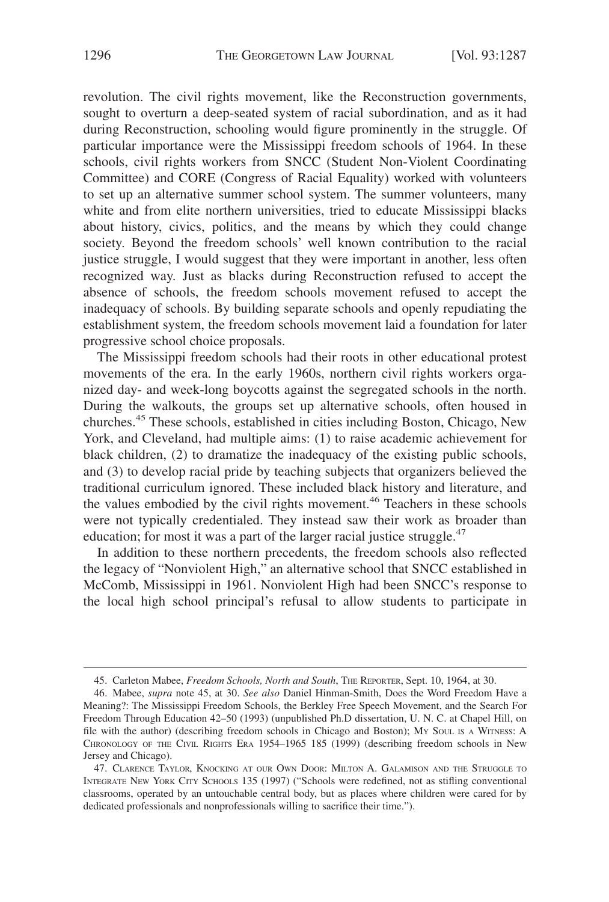revolution. The civil rights movement, like the Reconstruction governments, sought to overturn a deep-seated system of racial subordination, and as it had during Reconstruction, schooling would figure prominently in the struggle. Of particular importance were the Mississippi freedom schools of 1964. In these schools, civil rights workers from SNCC (Student Non-Violent Coordinating Committee) and CORE (Congress of Racial Equality) worked with volunteers to set up an alternative summer school system. The summer volunteers, many white and from elite northern universities, tried to educate Mississippi blacks about history, civics, politics, and the means by which they could change society. Beyond the freedom schools' well known contribution to the racial justice struggle, I would suggest that they were important in another, less often recognized way. Just as blacks during Reconstruction refused to accept the absence of schools, the freedom schools movement refused to accept the inadequacy of schools. By building separate schools and openly repudiating the establishment system, the freedom schools movement laid a foundation for later progressive school choice proposals.

The Mississippi freedom schools had their roots in other educational protest movements of the era. In the early 1960s, northern civil rights workers organized day- and week-long boycotts against the segregated schools in the north. During the walkouts, the groups set up alternative schools, often housed in churches.[45] These schools, established in cities including Boston, Chicago, New York, and Cleveland, had multiple aims: (1) to raise academic achievement for black children, (2) to dramatize the inadequacy of the existing public schools, and (3) to develop racial pride by teaching subjects that organizers believed the traditional curriculum ignored. These included black history and literature, and the values embodied by the civil rights movement.[46] Teachers in these schools were not typically credentialed. They instead saw their work as broader than education; for most it was a part of the larger racial justice struggle.[47]

In addition to these northern precedents, the freedom schools also reflected the legacy of "Nonviolent High," an alternative school that SNCC established in McComb, Mississippi in 1961. Nonviolent High had been SNCC's response to the local high school principal's refusal to allow students to participate in

---

45. Carleton Mabee, *Freedom Schools, North and South*, THE REPORTER, Sept. 10, 1964, at 30.

46. Mabee, *supra* note 45, at 30. *See also* Daniel Hinman-Smith, Does the Word Freedom Have a Meaning?: The Mississippi Freedom Schools, the Berkley Free Speech Movement, and the Search For Freedom Through Education 42–50 (1993) (unpublished Ph.D dissertation, U. N. C. at Chapel Hill, on file with the author) (describing freedom schools in Chicago and Boston); MY SOUL IS A WITNESS: A CHRONOLOGY OF THE CIVIL RIGHTS ERA 1954–1965 185 (1999) (describing freedom schools in New Jersey and Chicago).

47. CLARENCE TAYLOR, KNOCKING AT OUR OWN DOOR: MILTON A. GALAMISON AND THE STRUGGLE TO INTEGRATE NEW YORK CITY SCHOOLS 135 (1997) ("Schools were redefined, not as stifling conventional classrooms, operated by an untouchable central body, but as places where children were cared for by dedicated professionals and nonprofessionals willing to sacrifice their time.").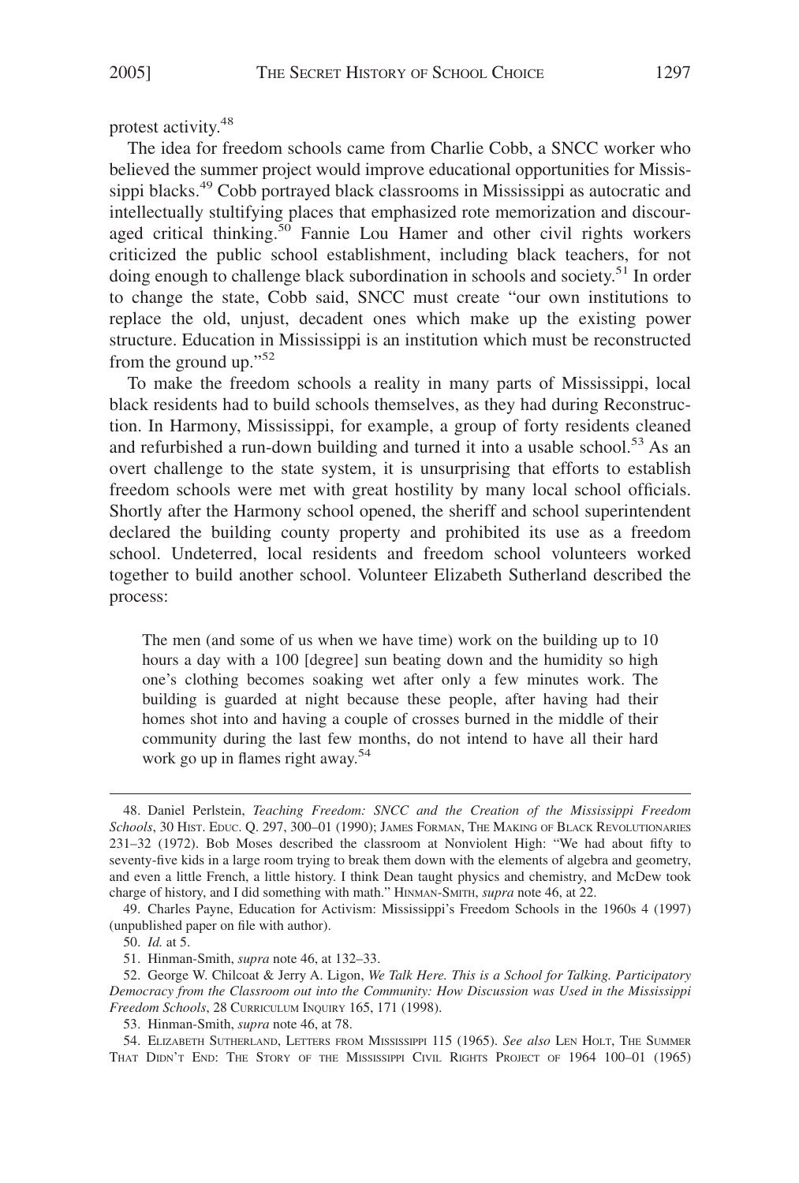protest activity.[48]

The idea for freedom schools came from Charlie Cobb, a SNCC worker who believed the summer project would improve educational opportunities for Mississippi blacks.[49] Cobb portrayed black classrooms in Mississippi as autocratic and intellectually stultifying places that emphasized rote memorization and discouraged critical thinking.[50] Fannie Lou Hamer and other civil rights workers criticized the public school establishment, including black teachers, for not doing enough to challenge black subordination in schools and society.[51] In order to change the state, Cobb said, SNCC must create "our own institutions to replace the old, unjust, decadent ones which make up the existing power structure. Education in Mississippi is an institution which must be reconstructed from the ground up."[52]

To make the freedom schools a reality in many parts of Mississippi, local black residents had to build schools themselves, as they had during Reconstruction. In Harmony, Mississippi, for example, a group of forty residents cleaned and refurbished a run-down building and turned it into a usable school.[53] As an overt challenge to the state system, it is unsurprising that efforts to establish freedom schools were met with great hostility by many local school officials. Shortly after the Harmony school opened, the sheriff and school superintendent declared the building county property and prohibited its use as a freedom school. Undeterred, local residents and freedom school volunteers worked together to build another school. Volunteer Elizabeth Sutherland described the process:

> The men (and some of us when we have time) work on the building up to 10 hours a day with a 100 [degree] sun beating down and the humidity so high one's clothing becomes soaking wet after only a few minutes work. The building is guarded at night because these people, after having had their homes shot into and having a couple of crosses burned in the middle of their community during the last few months, do not intend to have all their hard work go up in flames right away.[54]

---

48. Daniel Perlstein, *Teaching Freedom: SNCC and the Creation of the Mississippi Freedom Schools*, 30 HIST. EDUC. Q. 297, 300–01 (1990); JAMES FORMAN, THE MAKING OF BLACK REVOLUTIONARIES 231–32 (1972). Bob Moses described the classroom at Nonviolent High: "We had about fifty to seventy-five kids in a large room trying to break them down with the elements of algebra and geometry, and even a little French, a little history. I think Dean taught physics and chemistry, and McDew took charge of history, and I did something with math." HINMAN-SMITH, *supra* note 46, at 22.

49. Charles Payne, Education for Activism: Mississippi's Freedom Schools in the 1960s 4 (1997) (unpublished paper on file with author).

50. *Id.* at 5.

51. Hinman-Smith, *supra* note 46, at 132–33.

52. George W. Chilcoat & Jerry A. Ligon, *We Talk Here. This is a School for Talking. Participatory Democracy from the Classroom out into the Community: How Discussion was Used in the Mississippi Freedom Schools*, 28 CURRICULUM INQUIRY 165, 171 (1998).

53. Hinman-Smith, *supra* note 46, at 78.

54. ELIZABETH SUTHERLAND, LETTERS FROM MISSISSIPPI 115 (1965). *See also* LEN HOLT, THE SUMMER THAT DIDN'T END: THE STORY OF THE MISSISSIPPI CIVIL RIGHTS PROJECT OF 1964 100–01 (1965)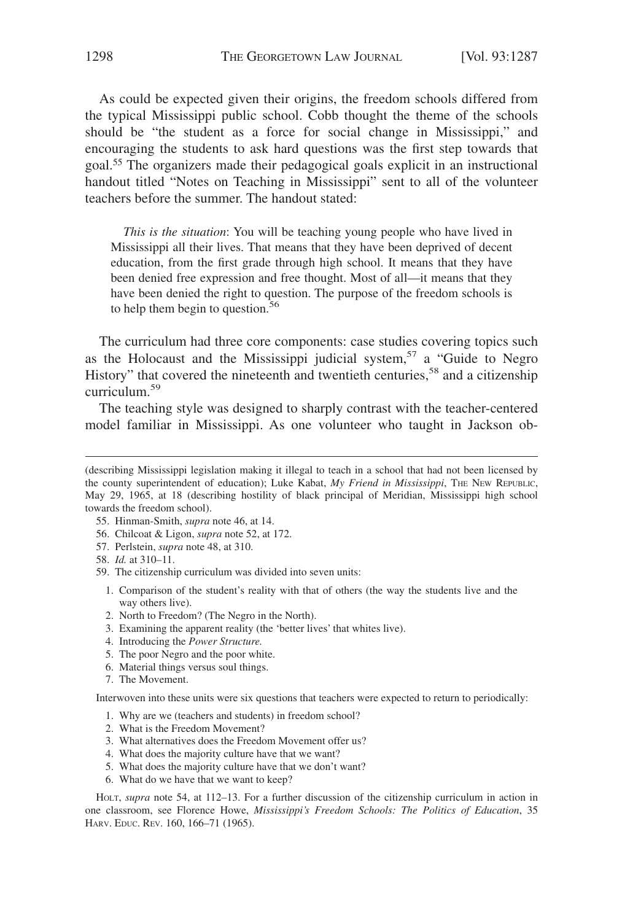As could be expected given their origins, the freedom schools differed from the typical Mississippi public school. Cobb thought the theme of the schools should be "the student as a force for social change in Mississippi," and encouraging the students to ask hard questions was the first step towards that goal.[55] The organizers made their pedagogical goals explicit in an instructional handout titled "Notes on Teaching in Mississippi" sent to all of the volunteer teachers before the summer. The handout stated:

> *This is the situation*: You will be teaching young people who have lived in Mississippi all their lives. That means that they have been deprived of decent education, from the first grade through high school. It means that they have been denied free expression and free thought. Most of all—it means that they have been denied the right to question. The purpose of the freedom schools is to help them begin to question.[56]

The curriculum had three core components: case studies covering topics such as the Holocaust and the Mississippi judicial system,[57] a "Guide to Negro History" that covered the nineteenth and twentieth centuries,[58] and a citizenship curriculum.[59]

The teaching style was designed to sharply contrast with the teacher-centered model familiar in Mississippi. As one volunteer who taught in Jackson ob-

---

(describing Mississippi legislation making it illegal to teach in a school that had not been licensed by the county superintendent of education); Luke Kabat, *My Friend in Mississippi*, THE NEW REPUBLIC, May 29, 1965, at 18 (describing hostility of black principal of Meridian, Mississippi high school towards the freedom school).

55. Hinman-Smith, *supra* note 46, at 14.

56. Chilcoat & Ligon, *supra* note 52, at 172.

57. Perlstein, *supra* note 48, at 310.

58. *Id.* at 310–11.

59. The citizenship curriculum was divided into seven units:

1. Comparison of the student's reality with that of others (the way the students live and the way others live).
2. North to Freedom? (The Negro in the North).
3. Examining the apparent reality (the 'better lives' that whites live).
4. Introducing the *Power Structure.*
5. The poor Negro and the poor white.
6. Material things versus soul things.
7. The Movement.

Interwoven into these units were six questions that teachers were expected to return to periodically:

1. Why are we (teachers and students) in freedom school?
2. What is the Freedom Movement?
3. What alternatives does the Freedom Movement offer us?
4. What does the majority culture have that we want?
5. What does the majority culture have that we don't want?
6. What do we have that we want to keep?

HOLT, *supra* note 54, at 112–13. For a further discussion of the citizenship curriculum in action in one classroom, see Florence Howe, *Mississippi's Freedom Schools: The Politics of Education*, 35 HARV. EDUC. REV. 160, 166–71 (1965).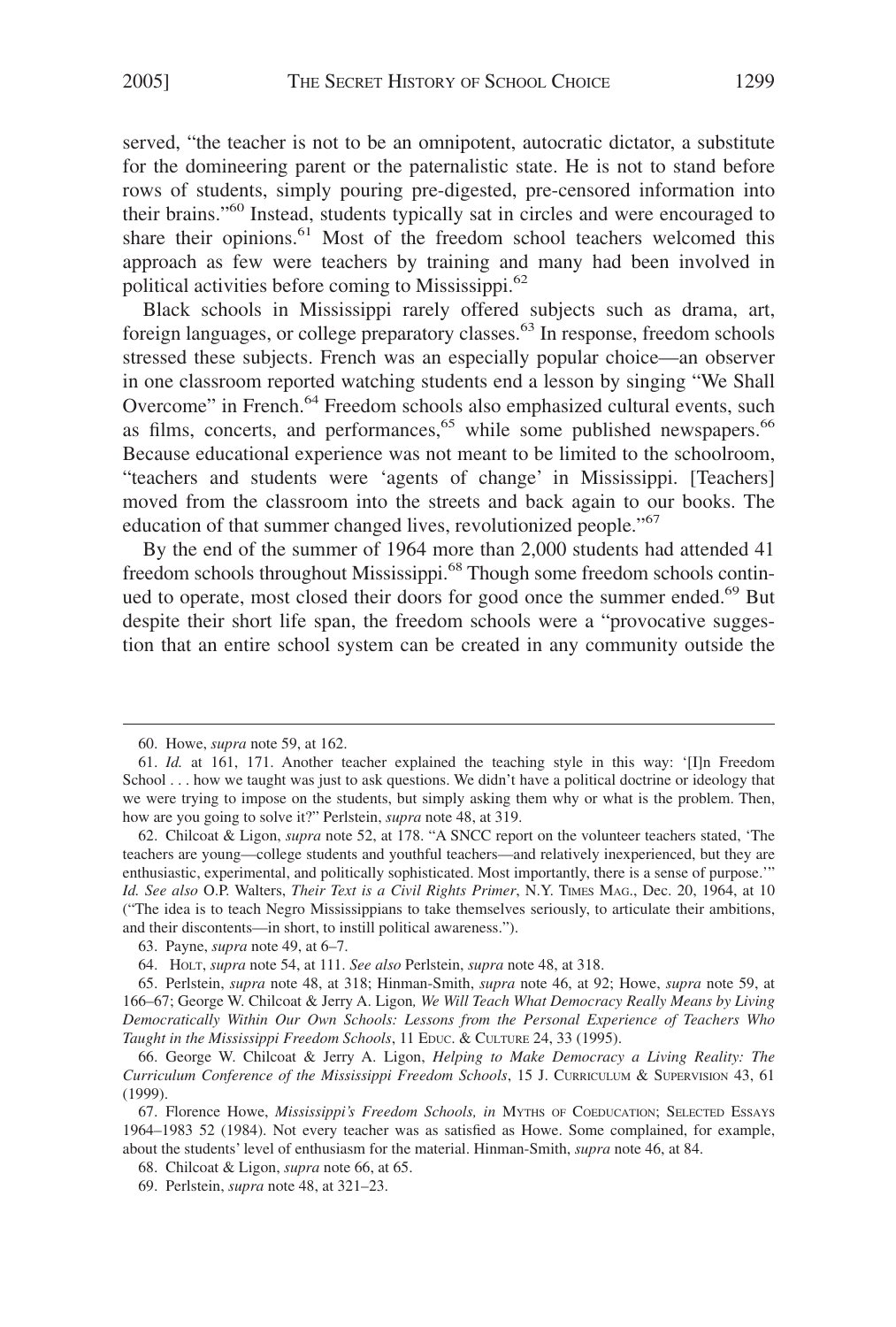served, "the teacher is not to be an omnipotent, autocratic dictator, a substitute for the domineering parent or the paternalistic state. He is not to stand before rows of students, simply pouring pre-digested, pre-censored information into their brains."[60] Instead, students typically sat in circles and were encouraged to share their opinions.[61] Most of the freedom school teachers welcomed this approach as few were teachers by training and many had been involved in political activities before coming to Mississippi.[62]

Black schools in Mississippi rarely offered subjects such as drama, art, foreign languages, or college preparatory classes.[63] In response, freedom schools stressed these subjects. French was an especially popular choice—an observer in one classroom reported watching students end a lesson by singing "We Shall Overcome" in French.[64] Freedom schools also emphasized cultural events, such as films, concerts, and performances,[65] while some published newspapers.[66] Because educational experience was not meant to be limited to the schoolroom, "teachers and students were 'agents of change' in Mississippi. [Teachers] moved from the classroom into the streets and back again to our books. The education of that summer changed lives, revolutionized people."[67]

By the end of the summer of 1964 more than 2,000 students had attended 41 freedom schools throughout Mississippi.[68] Though some freedom schools continued to operate, most closed their doors for good once the summer ended.[69] But despite their short life span, the freedom schools were a "provocative suggestion that an entire school system can be created in any community outside the

---

60. Howe, *supra* note 59, at 162.

61. *Id.* at 161, 171. Another teacher explained the teaching style in this way: '[I]n Freedom School . . . how we taught was just to ask questions. We didn't have a political doctrine or ideology that we were trying to impose on the students, but simply asking them why or what is the problem. Then, how are you going to solve it?" Perlstein, *supra* note 48, at 319.

62. Chilcoat & Ligon, *supra* note 52, at 178. "A SNCC report on the volunteer teachers stated, 'The teachers are young—college students and youthful teachers—and relatively inexperienced, but they are enthusiastic, experimental, and politically sophisticated. Most importantly, there is a sense of purpose.'" *Id. See also* O.P. Walters, *Their Text is a Civil Rights Primer*, N.Y. TIMES MAG., Dec. 20, 1964, at 10 ("The idea is to teach Negro Mississippians to take themselves seriously, to articulate their ambitions, and their discontents—in short, to instill political awareness.").

63. Payne, *supra* note 49, at 6–7.

64. HOLT, *supra* note 54, at 111. *See also* Perlstein, *supra* note 48, at 318.

65. Perlstein, *supra* note 48, at 318; Hinman-Smith, *supra* note 46, at 92; Howe, *supra* note 59, at 166–67; George W. Chilcoat & Jerry A. Ligon*, We Will Teach What Democracy Really Means by Living Democratically Within Our Own Schools: Lessons from the Personal Experience of Teachers Who Taught in the Mississippi Freedom Schools*, 11 EDUC. & CULTURE 24, 33 (1995).

66. George W. Chilcoat & Jerry A. Ligon, *Helping to Make Democracy a Living Reality: The Curriculum Conference of the Mississippi Freedom Schools*, 15 J. CURRICULUM & SUPERVISION 43, 61 (1999).

67. Florence Howe, *Mississippi's Freedom Schools, in* MYTHS OF COEDUCATION; SELECTED ESSAYS 1964–1983 52 (1984). Not every teacher was as satisfied as Howe. Some complained, for example, about the students' level of enthusiasm for the material. Hinman-Smith, *supra* note 46, at 84.

68. Chilcoat & Ligon, *supra* note 66, at 65.

69. Perlstein, *supra* note 48, at 321–23.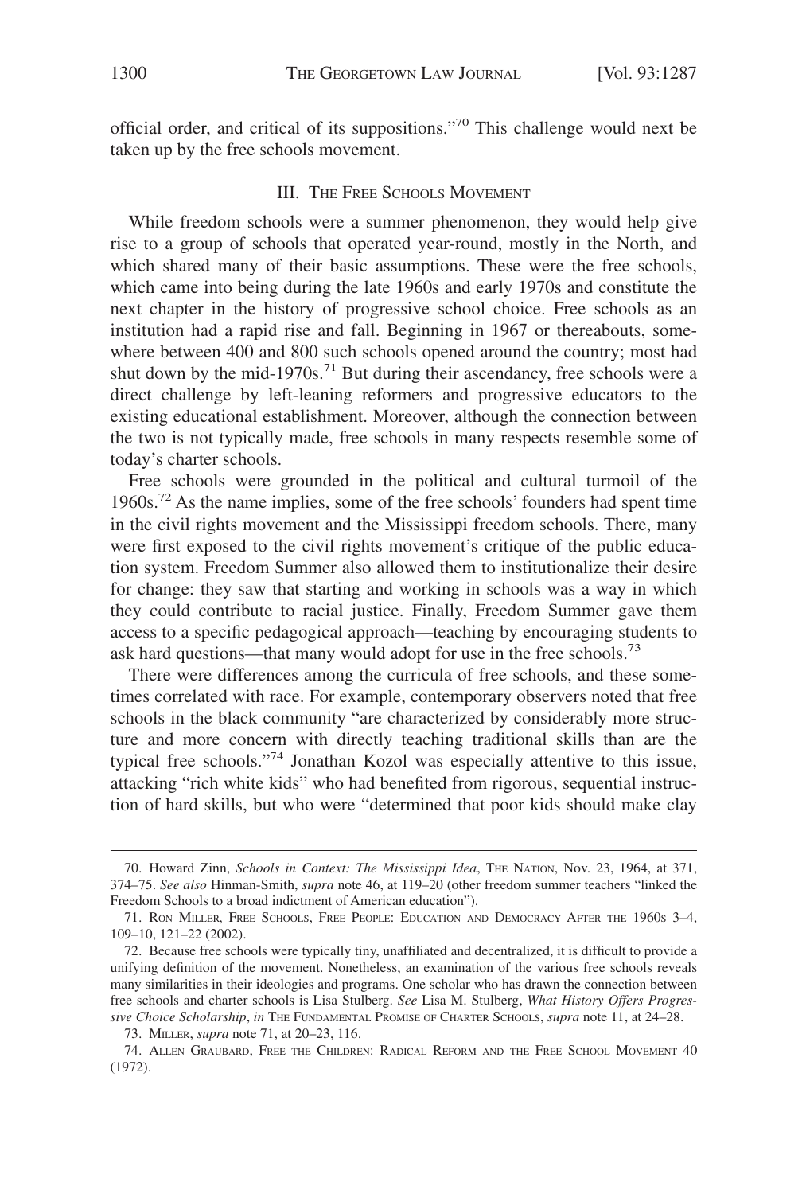official order, and critical of its suppositions."[70] This challenge would next be taken up by the free schools movement.

## III. The Free Schools Movement

While freedom schools were a summer phenomenon, they would help give rise to a group of schools that operated year-round, mostly in the North, and which shared many of their basic assumptions. These were the free schools, which came into being during the late 1960s and early 1970s and constitute the next chapter in the history of progressive school choice. Free schools as an institution had a rapid rise and fall. Beginning in 1967 or thereabouts, somewhere between 400 and 800 such schools opened around the country; most had shut down by the mid-1970s.[71] But during their ascendancy, free schools were a direct challenge by left-leaning reformers and progressive educators to the existing educational establishment. Moreover, although the connection between the two is not typically made, free schools in many respects resemble some of today's charter schools.

Free schools were grounded in the political and cultural turmoil of the 1960s.[72] As the name implies, some of the free schools' founders had spent time in the civil rights movement and the Mississippi freedom schools. There, many were first exposed to the civil rights movement's critique of the public education system. Freedom Summer also allowed them to institutionalize their desire for change: they saw that starting and working in schools was a way in which they could contribute to racial justice. Finally, Freedom Summer gave them access to a specific pedagogical approach—teaching by encouraging students to ask hard questions—that many would adopt for use in the free schools.[73]

There were differences among the curricula of free schools, and these sometimes correlated with race. For example, contemporary observers noted that free schools in the black community "are characterized by considerably more structure and more concern with directly teaching traditional skills than are the typical free schools."[74] Jonathan Kozol was especially attentive to this issue, attacking "rich white kids" who had benefited from rigorous, sequential instruction of hard skills, but who were "determined that poor kids should make clay

---

70. Howard Zinn, *Schools in Context: The Mississippi Idea*, The Nation, Nov. 23, 1964, at 371, 374–75. *See also* Hinman-Smith, *supra* note 46, at 119–20 (other freedom summer teachers "linked the Freedom Schools to a broad indictment of American education").

71. Ron Miller, Free Schools, Free People: Education and Democracy After the 1960s 3–4, 109–10, 121–22 (2002).

72. Because free schools were typically tiny, unaffiliated and decentralized, it is difficult to provide a unifying definition of the movement. Nonetheless, an examination of the various free schools reveals many similarities in their ideologies and programs. One scholar who has drawn the connection between free schools and charter schools is Lisa Stulberg. *See* Lisa M. Stulberg, *What History Offers Progressive Choice Scholarship*, *in* The Fundamental Promise of Charter Schools, *supra* note 11, at 24–28.

73. Miller, *supra* note 71, at 20–23, 116.

74. Allen Graubard, Free the Children: Radical Reform and the Free School Movement 40 (1972).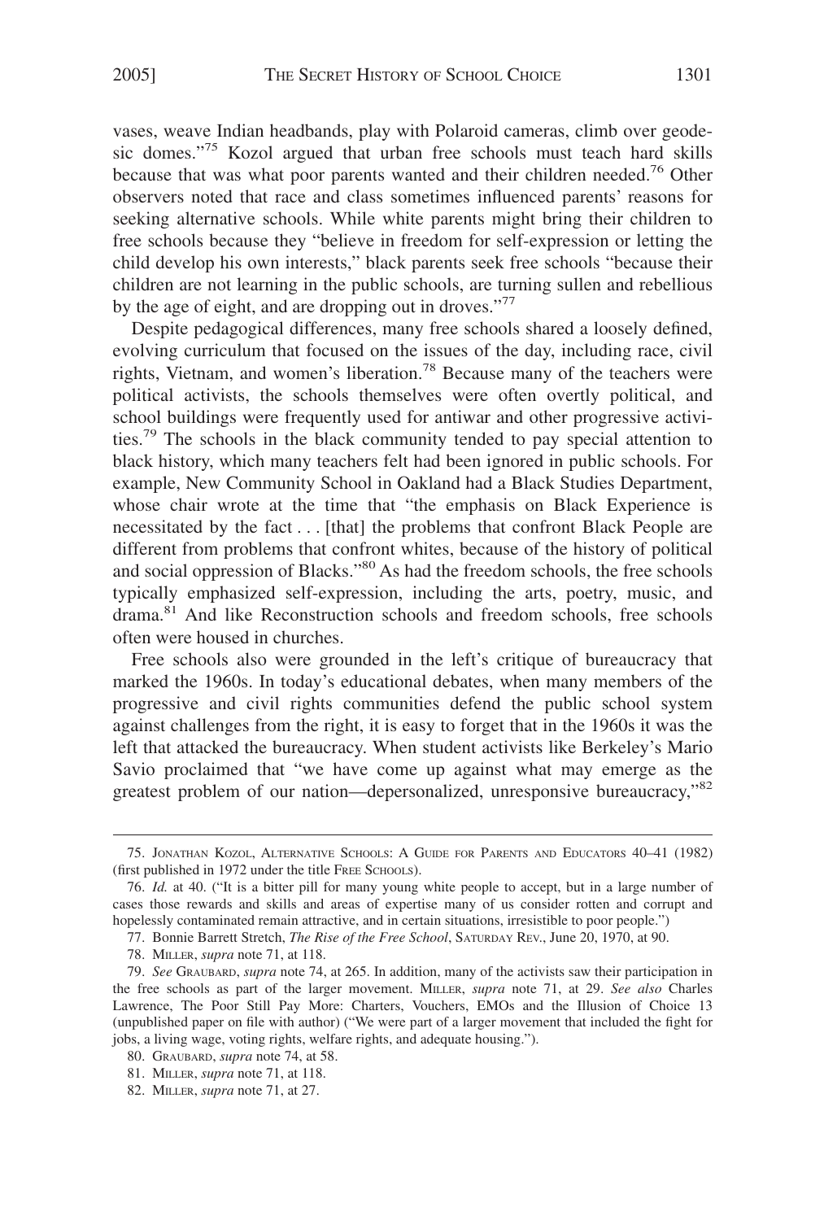vases, weave Indian headbands, play with Polaroid cameras, climb over geodesic domes."[75] Kozol argued that urban free schools must teach hard skills because that was what poor parents wanted and their children needed.[76] Other observers noted that race and class sometimes influenced parents' reasons for seeking alternative schools. While white parents might bring their children to free schools because they "believe in freedom for self-expression or letting the child develop his own interests," black parents seek free schools "because their children are not learning in the public schools, are turning sullen and rebellious by the age of eight, and are dropping out in droves."[77]

Despite pedagogical differences, many free schools shared a loosely defined, evolving curriculum that focused on the issues of the day, including race, civil rights, Vietnam, and women's liberation.[78] Because many of the teachers were political activists, the schools themselves were often overtly political, and school buildings were frequently used for antiwar and other progressive activities.[79] The schools in the black community tended to pay special attention to black history, which many teachers felt had been ignored in public schools. For example, New Community School in Oakland had a Black Studies Department, whose chair wrote at the time that "the emphasis on Black Experience is necessitated by the fact . . . [that] the problems that confront Black People are different from problems that confront whites, because of the history of political and social oppression of Blacks."[80] As had the freedom schools, the free schools typically emphasized self-expression, including the arts, poetry, music, and drama.[81] And like Reconstruction schools and freedom schools, free schools often were housed in churches.

Free schools also were grounded in the left's critique of bureaucracy that marked the 1960s. In today's educational debates, when many members of the progressive and civil rights communities defend the public school system against challenges from the right, it is easy to forget that in the 1960s it was the left that attacked the bureaucracy. When student activists like Berkeley's Mario Savio proclaimed that "we have come up against what may emerge as the greatest problem of our nation—depersonalized, unresponsive bureaucracy,"[82]

---

75. Jonathan Kozol, Alternative Schools: A Guide for Parents and Educators 40–41 (1982) (first published in 1972 under the title Free Schools).

76. *Id.* at 40. ("It is a bitter pill for many young white people to accept, but in a large number of cases those rewards and skills and areas of expertise many of us consider rotten and corrupt and hopelessly contaminated remain attractive, and in certain situations, irresistible to poor people.")

77. Bonnie Barrett Stretch, *The Rise of the Free School*, Saturday Rev., June 20, 1970, at 90.

78. Miller, *supra* note 71, at 118.

79. *See* Graubard, *supra* note 74, at 265. In addition, many of the activists saw their participation in the free schools as part of the larger movement. Miller, *supra* note 71, at 29. *See also* Charles Lawrence, The Poor Still Pay More: Charters, Vouchers, EMOs and the Illusion of Choice 13 (unpublished paper on file with author) ("We were part of a larger movement that included the fight for jobs, a living wage, voting rights, welfare rights, and adequate housing.").

80. Graubard, *supra* note 74, at 58.

81. Miller, *supra* note 71, at 118.

82. Miller, *supra* note 71, at 27.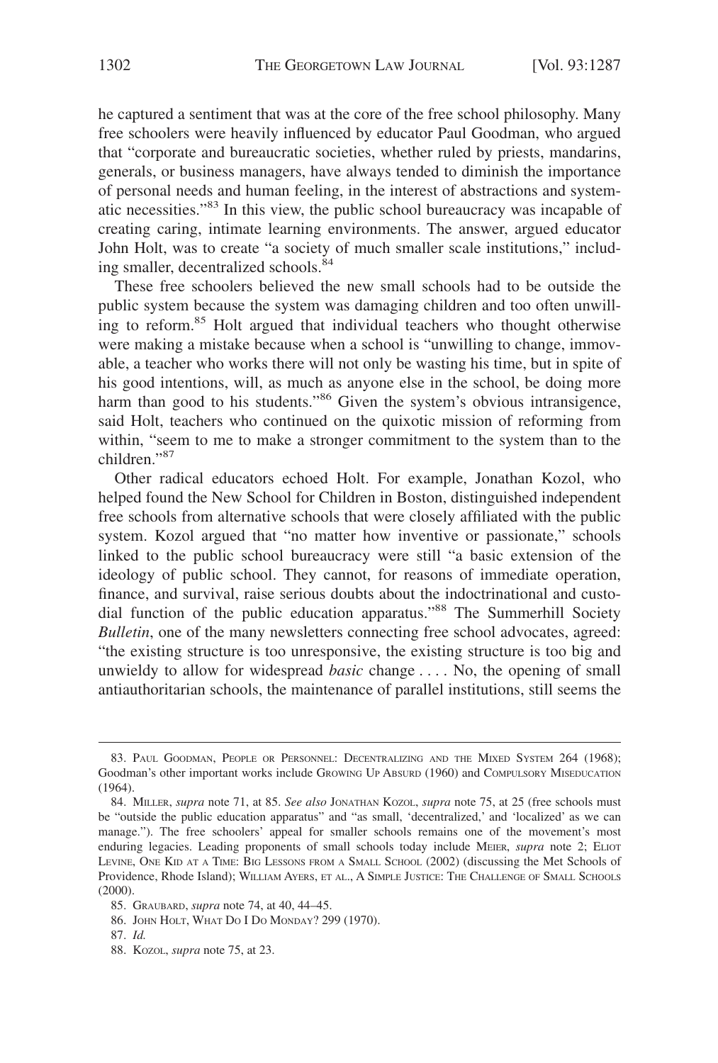he captured a sentiment that was at the core of the free school philosophy. Many free schoolers were heavily influenced by educator Paul Goodman, who argued that "corporate and bureaucratic societies, whether ruled by priests, mandarins, generals, or business managers, have always tended to diminish the importance of personal needs and human feeling, in the interest of abstractions and systematic necessities."[83] In this view, the public school bureaucracy was incapable of creating caring, intimate learning environments. The answer, argued educator John Holt, was to create "a society of much smaller scale institutions," including smaller, decentralized schools.[84]

These free schoolers believed the new small schools had to be outside the public system because the system was damaging children and too often unwilling to reform.[85] Holt argued that individual teachers who thought otherwise were making a mistake because when a school is "unwilling to change, immovable, a teacher who works there will not only be wasting his time, but in spite of his good intentions, will, as much as anyone else in the school, be doing more harm than good to his students."[86] Given the system's obvious intransigence, said Holt, teachers who continued on the quixotic mission of reforming from within, "seem to me to make a stronger commitment to the system than to the children."[87]

Other radical educators echoed Holt. For example, Jonathan Kozol, who helped found the New School for Children in Boston, distinguished independent free schools from alternative schools that were closely affiliated with the public system. Kozol argued that "no matter how inventive or passionate," schools linked to the public school bureaucracy were still "a basic extension of the ideology of public school. They cannot, for reasons of immediate operation, finance, and survival, raise serious doubts about the indoctrinational and custodial function of the public education apparatus."[88] The Summerhill Society *Bulletin*, one of the many newsletters connecting free school advocates, agreed: "the existing structure is too unresponsive, the existing structure is too big and unwieldy to allow for widespread *basic* change . . . . No, the opening of small antiauthoritarian schools, the maintenance of parallel institutions, still seems the

---

83. Paul Goodman, People or Personnel: Decentralizing and the Mixed System 264 (1968); Goodman's other important works include Growing Up Absurd (1960) and Compulsory Miseducation (1964).

84. Miller, *supra* note 71, at 85. *See also* Jonathan Kozol, *supra* note 75, at 25 (free schools must be "outside the public education apparatus" and "as small, 'decentralized,' and 'localized' as we can manage."). The free schoolers' appeal for smaller schools remains one of the movement's most enduring legacies. Leading proponents of small schools today include Meier, *supra* note 2; Eliot Levine, One Kid at a Time: Big Lessons from a Small School (2002) (discussing the Met Schools of Providence, Rhode Island); William Ayers, et al., A Simple Justice: The Challenge of Small Schools (2000).

85. Graubard, *supra* note 74, at 40, 44–45.

86. John Holt, What Do I Do Monday? 299 (1970).

87. *Id.*

88. Kozol, *supra* note 75, at 23.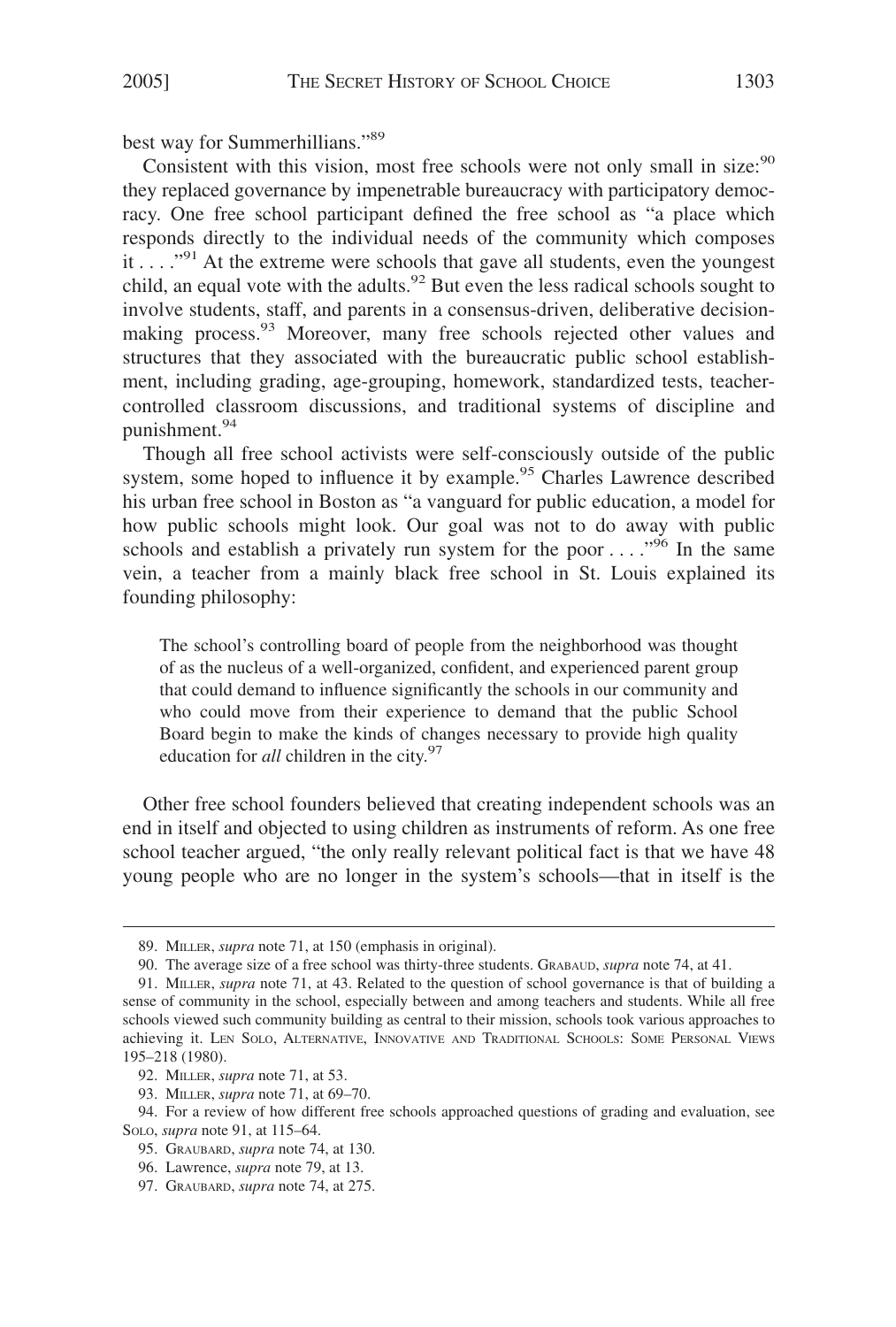best way for Summerhillians."[89]

Consistent with this vision, most free schools were not only small in size:[90] they replaced governance by impenetrable bureaucracy with participatory democracy. One free school participant defined the free school as "a place which responds directly to the individual needs of the community which composes it . . . ."[91] At the extreme were schools that gave all students, even the youngest child, an equal vote with the adults.[92] But even the less radical schools sought to involve students, staff, and parents in a consensus-driven, deliberative decision-making process.[93] Moreover, many free schools rejected other values and structures that they associated with the bureaucratic public school establishment, including grading, age-grouping, homework, standardized tests, teacher-controlled classroom discussions, and traditional systems of discipline and punishment.[94]

Though all free school activists were self-consciously outside of the public system, some hoped to influence it by example.[95] Charles Lawrence described his urban free school in Boston as "a vanguard for public education, a model for how public schools might look. Our goal was not to do away with public schools and establish a privately run system for the poor . . . ."[96] In the same vein, a teacher from a mainly black free school in St. Louis explained its founding philosophy:

> The school's controlling board of people from the neighborhood was thought of as the nucleus of a well-organized, confident, and experienced parent group that could demand to influence significantly the schools in our community and who could move from their experience to demand that the public School Board begin to make the kinds of changes necessary to provide high quality education for *all* children in the city.[97]

Other free school founders believed that creating independent schools was an end in itself and objected to using children as instruments of reform. As one free school teacher argued, "the only really relevant political fact is that we have 48 young people who are no longer in the system's schools—that in itself is the

---

89. MILLER, *supra* note 71, at 150 (emphasis in original).

90. The average size of a free school was thirty-three students. GRABAUD, *supra* note 74, at 41.

91. MILLER, *supra* note 71, at 43. Related to the question of school governance is that of building a sense of community in the school, especially between and among teachers and students. While all free schools viewed such community building as central to their mission, schools took various approaches to achieving it. LEN SOLO, ALTERNATIVE, INNOVATIVE AND TRADITIONAL SCHOOLS: SOME PERSONAL VIEWS 195–218 (1980).

92. MILLER, *supra* note 71, at 53.

93. MILLER, *supra* note 71, at 69–70.

94. For a review of how different free schools approached questions of grading and evaluation, see SOLO, *supra* note 91, at 115–64.

95. GRAUBARD, *supra* note 74, at 130.

96. Lawrence, *supra* note 79, at 13.

97. GRAUBARD, *supra* note 74, at 275.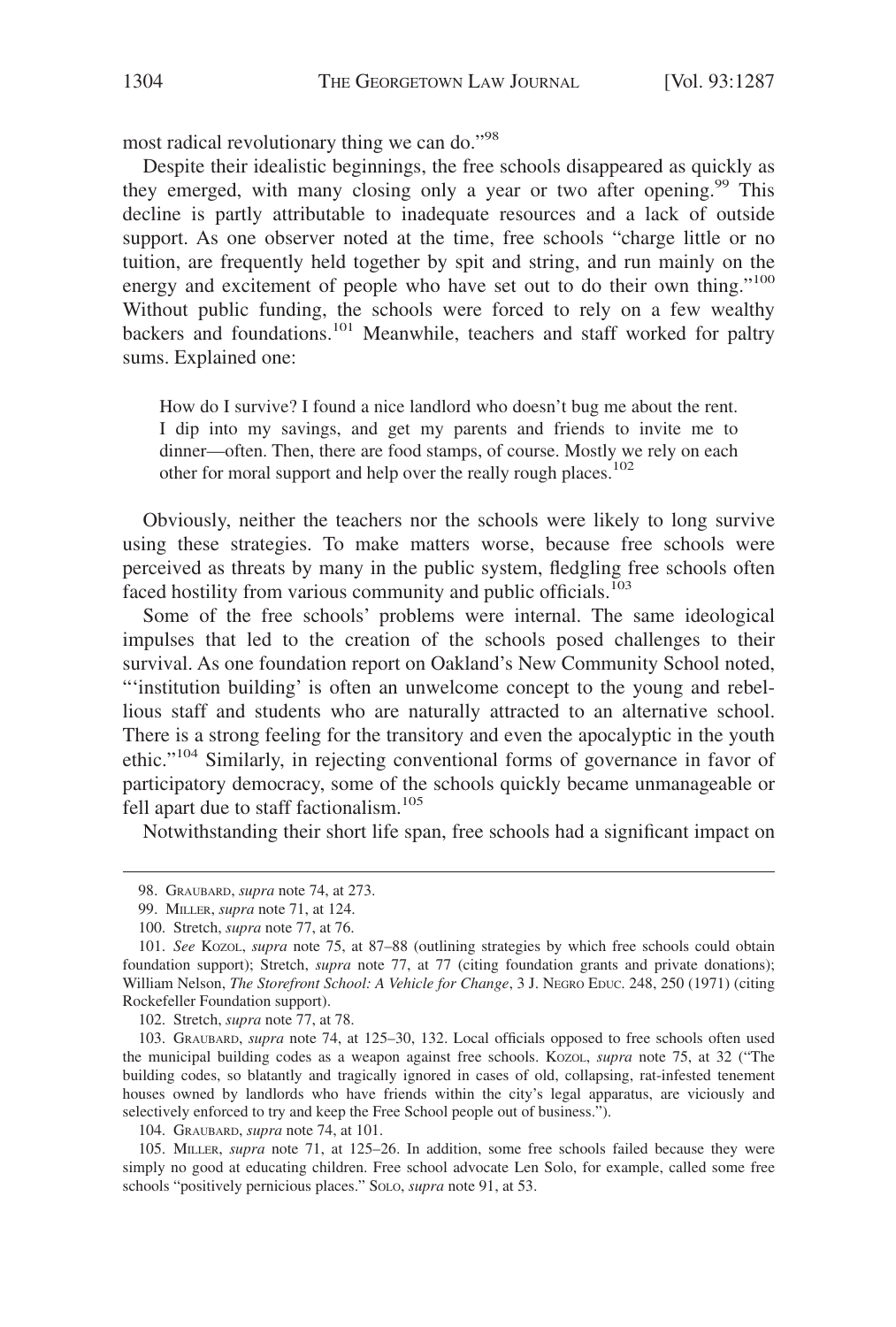most radical revolutionary thing we can do."[98]

Despite their idealistic beginnings, the free schools disappeared as quickly as they emerged, with many closing only a year or two after opening.[99] This decline is partly attributable to inadequate resources and a lack of outside support. As one observer noted at the time, free schools "charge little or no tuition, are frequently held together by spit and string, and run mainly on the energy and excitement of people who have set out to do their own thing."[100] Without public funding, the schools were forced to rely on a few wealthy backers and foundations.[101] Meanwhile, teachers and staff worked for paltry sums. Explained one:

> How do I survive? I found a nice landlord who doesn't bug me about the rent. I dip into my savings, and get my parents and friends to invite me to dinner—often. Then, there are food stamps, of course. Mostly we rely on each other for moral support and help over the really rough places.[102]

Obviously, neither the teachers nor the schools were likely to long survive using these strategies. To make matters worse, because free schools were perceived as threats by many in the public system, fledgling free schools often faced hostility from various community and public officials.[103]

Some of the free schools' problems were internal. The same ideological impulses that led to the creation of the schools posed challenges to their survival. As one foundation report on Oakland's New Community School noted, "'institution building' is often an unwelcome concept to the young and rebellious staff and students who are naturally attracted to an alternative school. There is a strong feeling for the transitory and even the apocalyptic in the youth ethic."[104] Similarly, in rejecting conventional forms of governance in favor of participatory democracy, some of the schools quickly became unmanageable or fell apart due to staff factionalism.[105]

Notwithstanding their short life span, free schools had a significant impact on

---

98. GRAUBARD, *supra* note 74, at 273.

99. MILLER, *supra* note 71, at 124.

100. Stretch, *supra* note 77, at 76.

101. *See* KOZOL, *supra* note 75, at 87–88 (outlining strategies by which free schools could obtain foundation support); Stretch, *supra* note 77, at 77 (citing foundation grants and private donations); William Nelson, *The Storefront School: A Vehicle for Change*, 3 J. NEGRO EDUC. 248, 250 (1971) (citing Rockefeller Foundation support).

102. Stretch, *supra* note 77, at 78.

103. GRAUBARD, *supra* note 74, at 125–30, 132. Local officials opposed to free schools often used the municipal building codes as a weapon against free schools. KOZOL, *supra* note 75, at 32 ("The building codes, so blatantly and tragically ignored in cases of old, collapsing, rat-infested tenement houses owned by landlords who have friends within the city's legal apparatus, are viciously and selectively enforced to try and keep the Free School people out of business.").

104. GRAUBARD, *supra* note 74, at 101.

105. MILLER, *supra* note 71, at 125–26. In addition, some free schools failed because they were simply no good at educating children. Free school advocate Len Solo, for example, called some free schools "positively pernicious places." SOLO, *supra* note 91, at 53.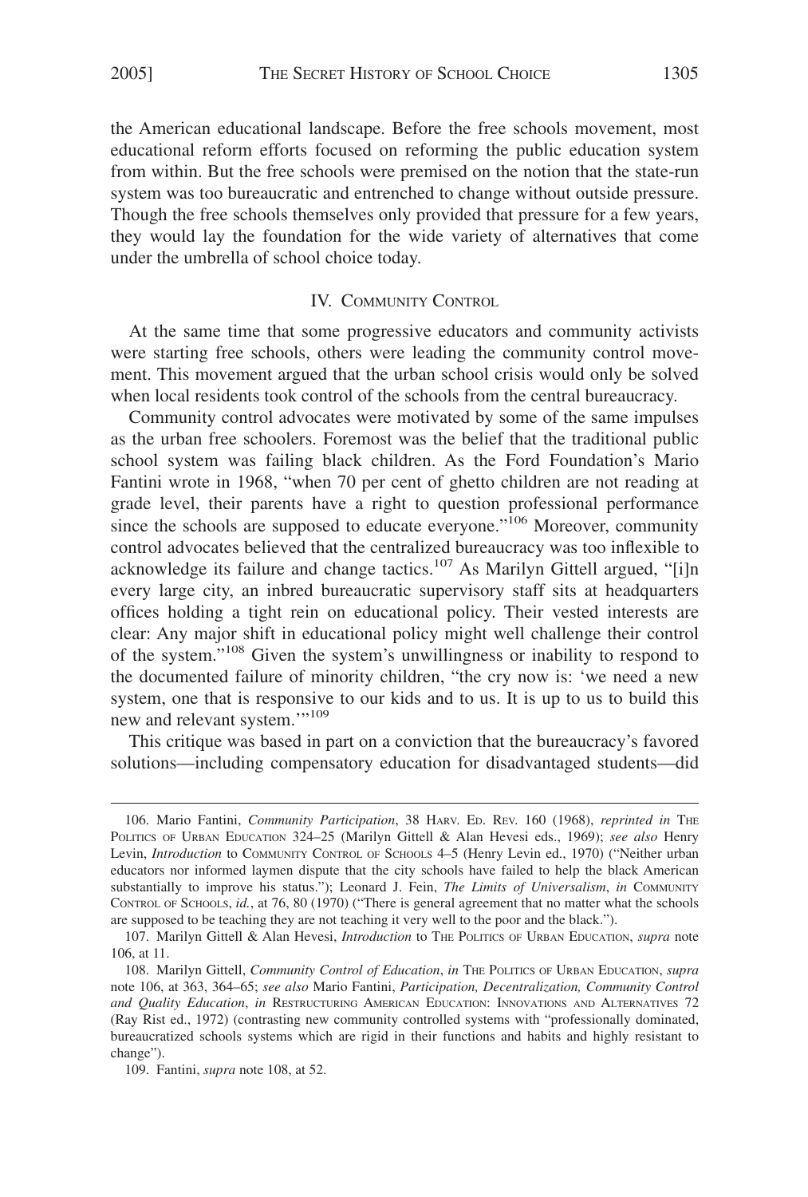the American educational landscape. Before the free schools movement, most educational reform efforts focused on reforming the public education system from within. But the free schools were premised on the notion that the state-run system was too bureaucratic and entrenched to change without outside pressure. Though the free schools themselves only provided that pressure for a few years, they would lay the foundation for the wide variety of alternatives that come under the umbrella of school choice today.

## IV. Community Control

At the same time that some progressive educators and community activists were starting free schools, others were leading the community control movement. This movement argued that the urban school crisis would only be solved when local residents took control of the schools from the central bureaucracy.

Community control advocates were motivated by some of the same impulses as the urban free schoolers. Foremost was the belief that the traditional public school system was failing black children. As the Ford Foundation's Mario Fantini wrote in 1968, "when 70 per cent of ghetto children are not reading at grade level, their parents have a right to question professional performance since the schools are supposed to educate everyone."[106] Moreover, community control advocates believed that the centralized bureaucracy was too inflexible to acknowledge its failure and change tactics.[107] As Marilyn Gittell argued, "[i]n every large city, an inbred bureaucratic supervisory staff sits at headquarters offices holding a tight rein on educational policy. Their vested interests are clear: Any major shift in educational policy might well challenge their control of the system."[108] Given the system's unwillingness or inability to respond to the documented failure of minority children, "the cry now is: 'we need a new system, one that is responsive to our kids and to us. It is up to us to build this new and relevant system.'"[109]

This critique was based in part on a conviction that the bureaucracy's favored solutions—including compensatory education for disadvantaged students—did

---

106. Mario Fantini, *Community Participation*, 38 Harv. Ed. Rev. 160 (1968), *reprinted in* The Politics of Urban Education 324–25 (Marilyn Gittell & Alan Hevesi eds., 1969); *see also* Henry Levin, *Introduction* to Community Control of Schools 4–5 (Henry Levin ed., 1970) ("Neither urban educators nor informed laymen dispute that the city schools have failed to help the black American substantially to improve his status."); Leonard J. Fein, *The Limits of Universalism*, *in* Community Control of Schools, *id.*, at 76, 80 (1970) ("There is general agreement that no matter what the schools are supposed to be teaching they are not teaching it very well to the poor and the black.").

107. Marilyn Gittell & Alan Hevesi, *Introduction* to The Politics of Urban Education, *supra* note 106, at 11.

108. Marilyn Gittell, *Community Control of Education*, *in* The Politics of Urban Education, *supra* note 106, at 363, 364–65; *see also* Mario Fantini, *Participation, Decentralization, Community Control and Quality Education*, *in* Restructuring American Education: Innovations and Alternatives 72 (Ray Rist ed., 1972) (contrasting new community controlled systems with "professionally dominated, bureaucratized schools systems which are rigid in their functions and habits and highly resistant to change").

109. Fantini, *supra* note 108, at 52.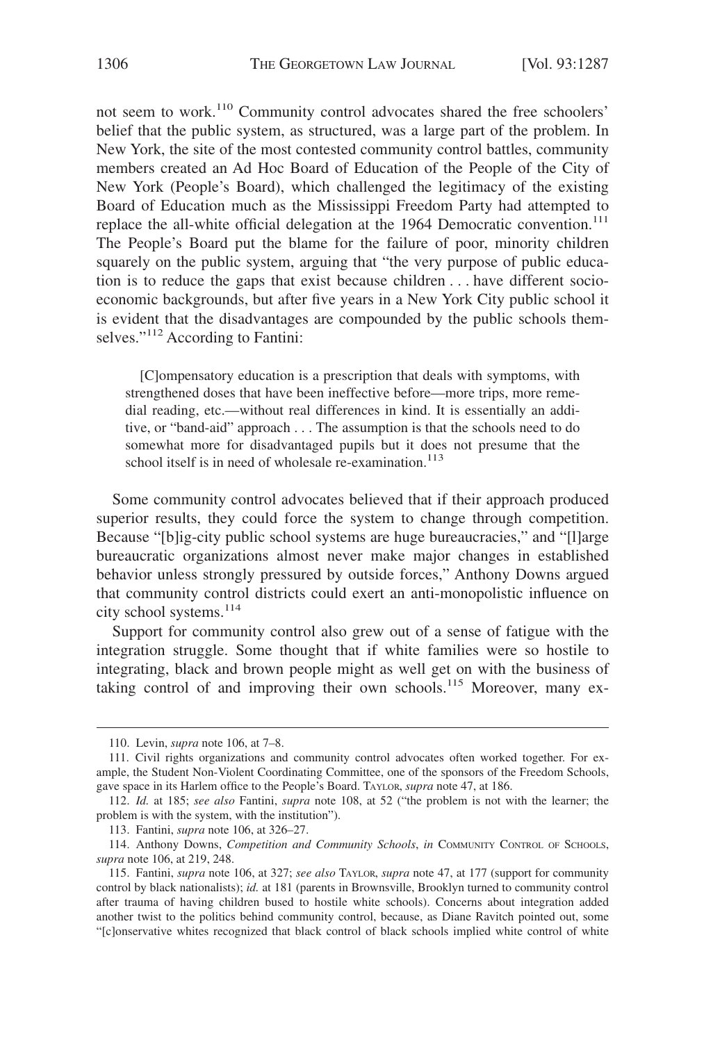not seem to work.[110] Community control advocates shared the free schoolers' belief that the public system, as structured, was a large part of the problem. In New York, the site of the most contested community control battles, community members created an Ad Hoc Board of Education of the People of the City of New York (People's Board), which challenged the legitimacy of the existing Board of Education much as the Mississippi Freedom Party had attempted to replace the all-white official delegation at the 1964 Democratic convention.[111] The People's Board put the blame for the failure of poor, minority children squarely on the public system, arguing that "the very purpose of public education is to reduce the gaps that exist because children . . . have different socioeconomic backgrounds, but after five years in a New York City public school it is evident that the disadvantages are compounded by the public schools themselves."[112] According to Fantini:

> [C]ompensatory education is a prescription that deals with symptoms, with strengthened doses that have been ineffective before—more trips, more remedial reading, etc.—without real differences in kind. It is essentially an additive, or "band-aid" approach . . . The assumption is that the schools need to do somewhat more for disadvantaged pupils but it does not presume that the school itself is in need of wholesale re-examination.[113]

Some community control advocates believed that if their approach produced superior results, they could force the system to change through competition. Because "[b]ig-city public school systems are huge bureaucracies," and "[l]arge bureaucratic organizations almost never make major changes in established behavior unless strongly pressured by outside forces," Anthony Downs argued that community control districts could exert an anti-monopolistic influence on city school systems.[114]

Support for community control also grew out of a sense of fatigue with the integration struggle. Some thought that if white families were so hostile to integrating, black and brown people might as well get on with the business of taking control of and improving their own schools.[115] Moreover, many ex-

---

110. Levin, *supra* note 106, at 7–8.

111. Civil rights organizations and community control advocates often worked together. For example, the Student Non-Violent Coordinating Committee, one of the sponsors of the Freedom Schools, gave space in its Harlem office to the People's Board. TAYLOR, *supra* note 47, at 186.

112. *Id.* at 185; *see also* Fantini, *supra* note 108, at 52 ("the problem is not with the learner; the problem is with the system, with the institution").

113. Fantini, *supra* note 106, at 326–27.

114. Anthony Downs, *Competition and Community Schools*, *in* COMMUNITY CONTROL OF SCHOOLS, *supra* note 106, at 219, 248.

115. Fantini, *supra* note 106, at 327; *see also* TAYLOR, *supra* note 47, at 177 (support for community control by black nationalists); *id.* at 181 (parents in Brownsville, Brooklyn turned to community control after trauma of having children bused to hostile white schools). Concerns about integration added another twist to the politics behind community control, because, as Diane Ravitch pointed out, some "[c]onservative whites recognized that black control of black schools implied white control of white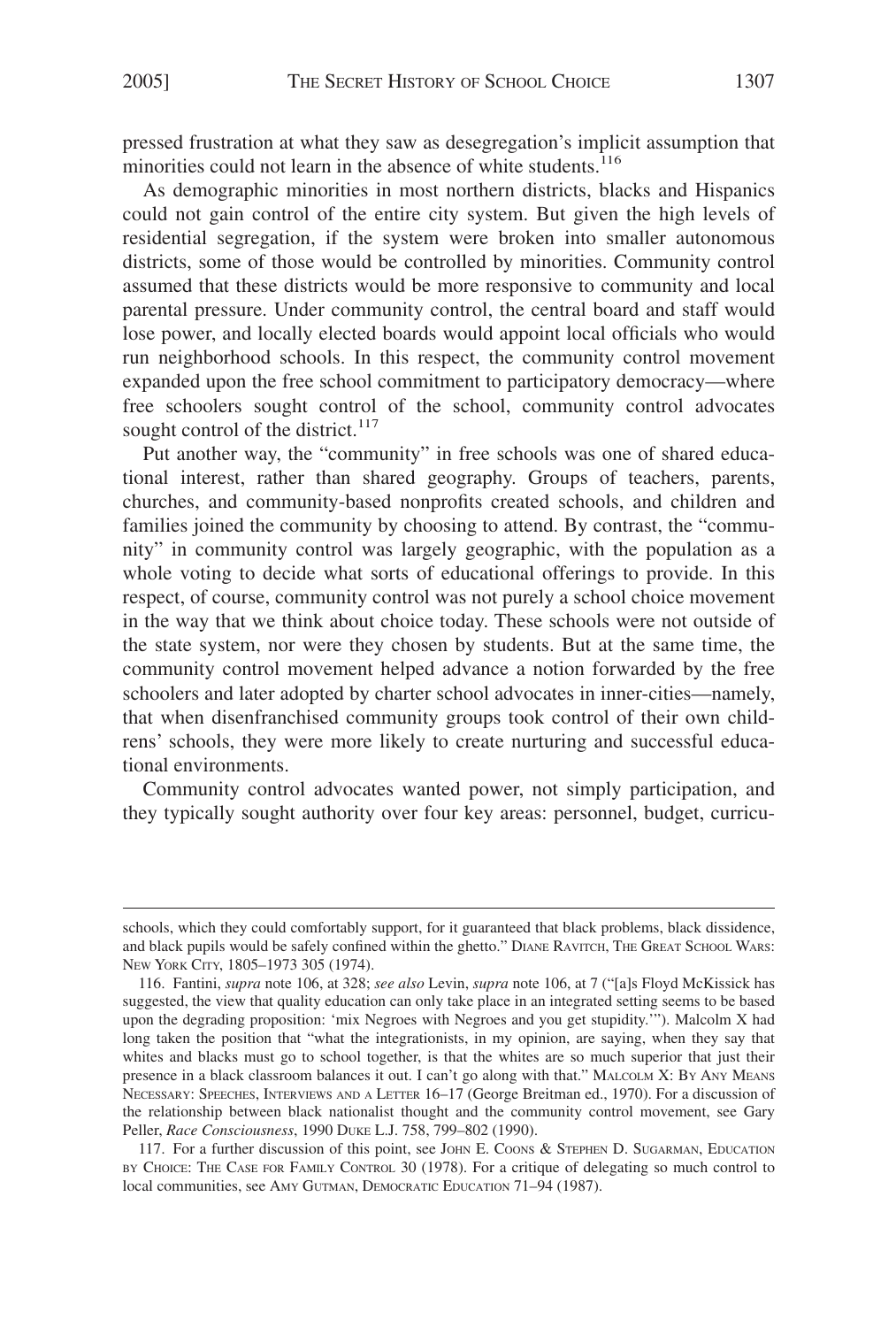pressed frustration at what they saw as desegregation's implicit assumption that minorities could not learn in the absence of white students.[116]

As demographic minorities in most northern districts, blacks and Hispanics could not gain control of the entire city system. But given the high levels of residential segregation, if the system were broken into smaller autonomous districts, some of those would be controlled by minorities. Community control assumed that these districts would be more responsive to community and local parental pressure. Under community control, the central board and staff would lose power, and locally elected boards would appoint local officials who would run neighborhood schools. In this respect, the community control movement expanded upon the free school commitment to participatory democracy—where free schoolers sought control of the school, community control advocates sought control of the district.[117]

Put another way, the "community" in free schools was one of shared educational interest, rather than shared geography. Groups of teachers, parents, churches, and community-based nonprofits created schools, and children and families joined the community by choosing to attend. By contrast, the "community" in community control was largely geographic, with the population as a whole voting to decide what sorts of educational offerings to provide. In this respect, of course, community control was not purely a school choice movement in the way that we think about choice today. These schools were not outside of the state system, nor were they chosen by students. But at the same time, the community control movement helped advance a notion forwarded by the free schoolers and later adopted by charter school advocates in inner-cities—namely, that when disenfranchised community groups took control of their own childrens' schools, they were more likely to create nurturing and successful educational environments.

Community control advocates wanted power, not simply participation, and they typically sought authority over four key areas: personnel, budget, curricu-

---

schools, which they could comfortably support, for it guaranteed that black problems, black dissidence, and black pupils would be safely confined within the ghetto." DIANE RAVITCH, THE GREAT SCHOOL WARS: NEW YORK CITY, 1805–1973 305 (1974).

116. Fantini, *supra* note 106, at 328; *see also* Levin, *supra* note 106, at 7 ("[a]s Floyd McKissick has suggested, the view that quality education can only take place in an integrated setting seems to be based upon the degrading proposition: 'mix Negroes with Negroes and you get stupidity.'"). Malcolm X had long taken the position that "what the integrationists, in my opinion, are saying, when they say that whites and blacks must go to school together, is that the whites are so much superior that just their presence in a black classroom balances it out. I can't go along with that." MALCOLM X: BY ANY MEANS NECESSARY: SPEECHES, INTERVIEWS AND A LETTER 16–17 (George Breitman ed., 1970). For a discussion of the relationship between black nationalist thought and the community control movement, see Gary Peller, *Race Consciousness*, 1990 DUKE L.J. 758, 799–802 (1990).

117. For a further discussion of this point, see JOHN E. COONS & STEPHEN D. SUGARMAN, EDUCATION BY CHOICE: THE CASE FOR FAMILY CONTROL 30 (1978). For a critique of delegating so much control to local communities, see AMY GUTMAN, DEMOCRATIC EDUCATION 71–94 (1987).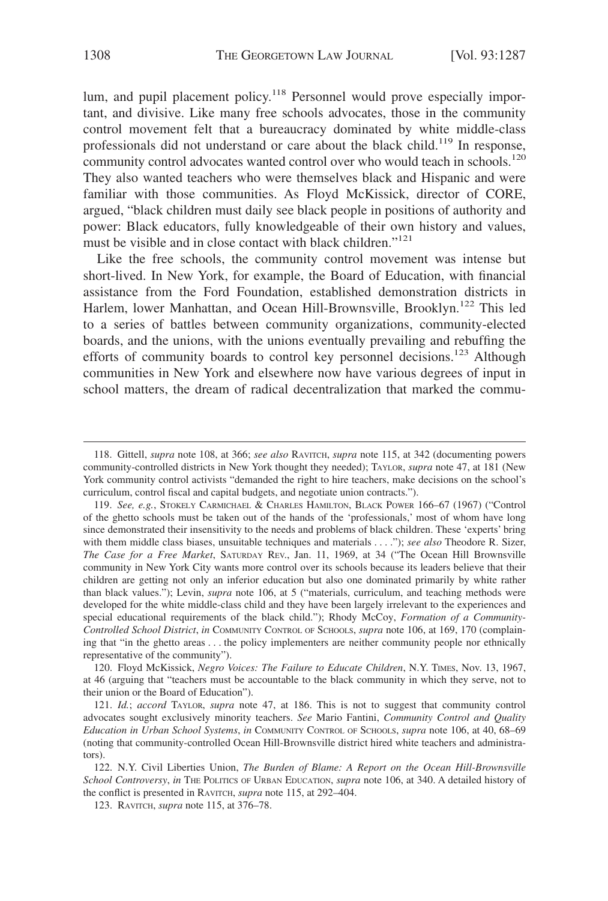lum, and pupil placement policy.[118] Personnel would prove especially important, and divisive. Like many free schools advocates, those in the community control movement felt that a bureaucracy dominated by white middle-class professionals did not understand or care about the black child.[119] In response, community control advocates wanted control over who would teach in schools.[120] They also wanted teachers who were themselves black and Hispanic and were familiar with those communities. As Floyd McKissick, director of CORE, argued, "black children must daily see black people in positions of authority and power: Black educators, fully knowledgeable of their own history and values, must be visible and in close contact with black children."[121]

Like the free schools, the community control movement was intense but short-lived. In New York, for example, the Board of Education, with financial assistance from the Ford Foundation, established demonstration districts in Harlem, lower Manhattan, and Ocean Hill-Brownsville, Brooklyn.[122] This led to a series of battles between community organizations, community-elected boards, and the unions, with the unions eventually prevailing and rebuffing the efforts of community boards to control key personnel decisions.[123] Although communities in New York and elsewhere now have various degrees of input in school matters, the dream of radical decentralization that marked the commu-

---

118. Gittell, *supra* note 108, at 366; *see also* RAVITCH, *supra* note 115, at 342 (documenting powers community-controlled districts in New York thought they needed); TAYLOR, *supra* note 47, at 181 (New York community control activists "demanded the right to hire teachers, make decisions on the school's curriculum, control fiscal and capital budgets, and negotiate union contracts.").

119. *See, e.g.*, STOKELY CARMICHAEL & CHARLES HAMILTON, BLACK POWER 166–67 (1967) ("Control of the ghetto schools must be taken out of the hands of the 'professionals,' most of whom have long since demonstrated their insensitivity to the needs and problems of black children. These 'experts' bring with them middle class biases, unsuitable techniques and materials . . . ."); *see also* Theodore R. Sizer, *The Case for a Free Market*, SATURDAY REV., Jan. 11, 1969, at 34 ("The Ocean Hill Brownsville community in New York City wants more control over its schools because its leaders believe that their children are getting not only an inferior education but also one dominated primarily by white rather than black values."); Levin, *supra* note 106, at 5 ("materials, curriculum, and teaching methods were developed for the white middle-class child and they have been largely irrelevant to the experiences and special educational requirements of the black child."); Rhody McCoy, *Formation of a Community-Controlled School District*, *in* COMMUNITY CONTROL OF SCHOOLS, *supra* note 106, at 169, 170 (complaining that "in the ghetto areas . . . the policy implementers are neither community people nor ethnically representative of the community").

120. Floyd McKissick, *Negro Voices: The Failure to Educate Children*, N.Y. TIMES, Nov. 13, 1967, at 46 (arguing that "teachers must be accountable to the black community in which they serve, not to their union or the Board of Education").

121. *Id.*; *accord* TAYLOR, *supra* note 47, at 186. This is not to suggest that community control advocates sought exclusively minority teachers. *See* Mario Fantini, *Community Control and Quality Education in Urban School Systems*, *in* COMMUNITY CONTROL OF SCHOOLS, *supra* note 106, at 40, 68–69 (noting that community-controlled Ocean Hill-Brownsville district hired white teachers and administrators).

122. N.Y. Civil Liberties Union, *The Burden of Blame: A Report on the Ocean Hill-Brownsville School Controversy*, *in* THE POLITICS OF URBAN EDUCATION, *supra* note 106, at 340. A detailed history of the conflict is presented in RAVITCH, *supra* note 115, at 292–404.

123. RAVITCH, *supra* note 115, at 376–78.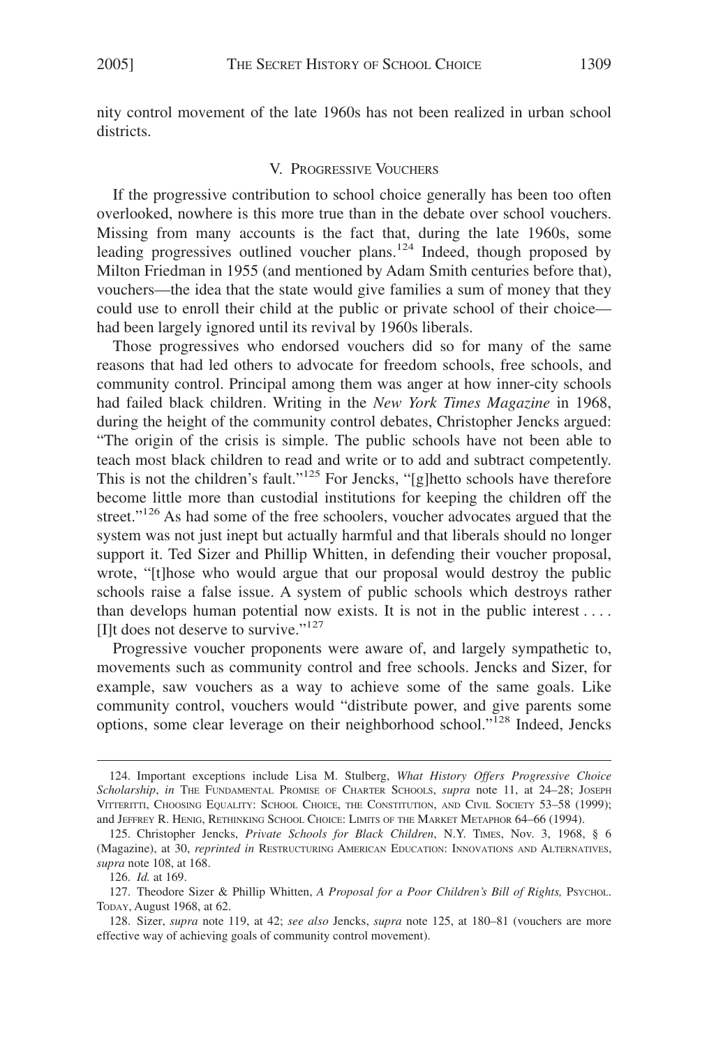nity control movement of the late 1960s has not been realized in urban school districts.

## V. Progressive Vouchers

If the progressive contribution to school choice generally has been too often overlooked, nowhere is this more true than in the debate over school vouchers. Missing from many accounts is the fact that, during the late 1960s, some leading progressives outlined voucher plans.[124] Indeed, though proposed by Milton Friedman in 1955 (and mentioned by Adam Smith centuries before that), vouchers—the idea that the state would give families a sum of money that they could use to enroll their child at the public or private school of their choice—had been largely ignored until its revival by 1960s liberals.

Those progressives who endorsed vouchers did so for many of the same reasons that had led others to advocate for freedom schools, free schools, and community control. Principal among them was anger at how inner-city schools had failed black children. Writing in the *New York Times Magazine* in 1968, during the height of the community control debates, Christopher Jencks argued: "The origin of the crisis is simple. The public schools have not been able to teach most black children to read and write or to add and subtract competently. This is not the children's fault."[125] For Jencks, "[g]hetto schools have therefore become little more than custodial institutions for keeping the children off the street."[126] As had some of the free schoolers, voucher advocates argued that the system was not just inept but actually harmful and that liberals should no longer support it. Ted Sizer and Phillip Whitten, in defending their voucher proposal, wrote, "[t]hose who would argue that our proposal would destroy the public schools raise a false issue. A system of public schools which destroys rather than develops human potential now exists. It is not in the public interest . . . . [I]t does not deserve to survive."[127]

Progressive voucher proponents were aware of, and largely sympathetic to, movements such as community control and free schools. Jencks and Sizer, for example, saw vouchers as a way to achieve some of the same goals. Like community control, vouchers would "distribute power, and give parents some options, some clear leverage on their neighborhood school."[128] Indeed, Jencks

---

124. Important exceptions include Lisa M. Stulberg, *What History Offers Progressive Choice Scholarship*, *in* The Fundamental Promise of Charter Schools, *supra* note 11, at 24–28; Joseph Vitteritti, Choosing Equality: School Choice, the Constitution, and Civil Society 53–58 (1999); and Jeffrey R. Henig, Rethinking School Choice: Limits of the Market Metaphor 64–66 (1994).

125. Christopher Jencks, *Private Schools for Black Children*, N.Y. Times, Nov. 3, 1968, § 6 (Magazine), at 30, *reprinted in* Restructuring American Education: Innovations and Alternatives, *supra* note 108, at 168.

126. *Id.* at 169.

127. Theodore Sizer & Phillip Whitten, *A Proposal for a Poor Children's Bill of Rights,* Psychol. Today, August 1968, at 62.

128. Sizer, *supra* note 119, at 42; *see also* Jencks, *supra* note 125, at 180–81 (vouchers are more effective way of achieving goals of community control movement).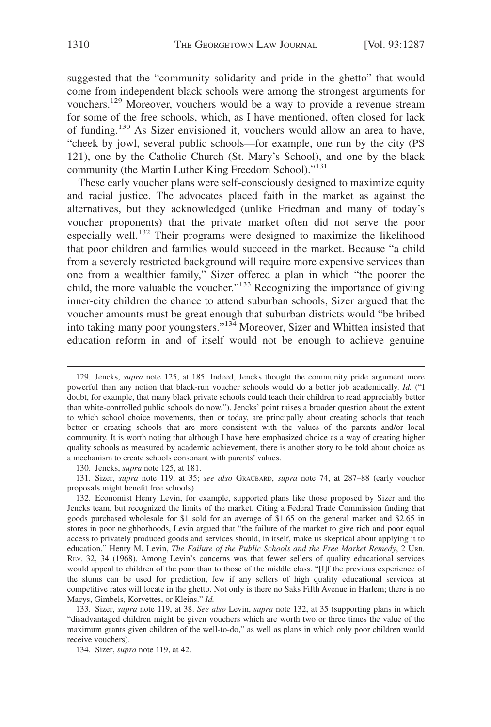suggested that the "community solidarity and pride in the ghetto" that would come from independent black schools were among the strongest arguments for vouchers.[129] Moreover, vouchers would be a way to provide a revenue stream for some of the free schools, which, as I have mentioned, often closed for lack of funding.[130] As Sizer envisioned it, vouchers would allow an area to have, "cheek by jowl, several public schools—for example, one run by the city (PS 121), one by the Catholic Church (St. Mary's School), and one by the black community (the Martin Luther King Freedom School)."[131]

These early voucher plans were self-consciously designed to maximize equity and racial justice. The advocates placed faith in the market as against the alternatives, but they acknowledged (unlike Friedman and many of today's voucher proponents) that the private market often did not serve the poor especially well.[132] Their programs were designed to maximize the likelihood that poor children and families would succeed in the market. Because "a child from a severely restricted background will require more expensive services than one from a wealthier family," Sizer offered a plan in which "the poorer the child, the more valuable the voucher."[133] Recognizing the importance of giving inner-city children the chance to attend suburban schools, Sizer argued that the voucher amounts must be great enough that suburban districts would "be bribed into taking many poor youngsters."[134] Moreover, Sizer and Whitten insisted that education reform in and of itself would not be enough to achieve genuine

---

129. Jencks, *supra* note 125, at 185. Indeed, Jencks thought the community pride argument more powerful than any notion that black-run voucher schools would do a better job academically. *Id.* ("I doubt, for example, that many black private schools could teach their children to read appreciably better than white-controlled public schools do now."). Jencks' point raises a broader question about the extent to which school choice movements, then or today, are principally about creating schools that teach better or creating schools that are more consistent with the values of the parents and/or local community. It is worth noting that although I have here emphasized choice as a way of creating higher quality schools as measured by academic achievement, there is another story to be told about choice as a mechanism to create schools consonant with parents' values.

130. Jencks, *supra* note 125, at 181.

131. Sizer, *supra* note 119, at 35; *see also* GRAUBARD, *supra* note 74, at 287–88 (early voucher proposals might benefit free schools).

132. Economist Henry Levin, for example, supported plans like those proposed by Sizer and the Jencks team, but recognized the limits of the market. Citing a Federal Trade Commission finding that goods purchased wholesale for $1 sold for an average of $1.65 on the general market and $2.65 in stores in poor neighborhoods, Levin argued that "the failure of the market to give rich and poor equal access to privately produced goods and services should, in itself, make us skeptical about applying it to education." Henry M. Levin, *The Failure of the Public Schools and the Free Market Remedy*, 2 URB. REV. 32, 34 (1968). Among Levin's concerns was that fewer sellers of quality educational services would appeal to children of the poor than to those of the middle class. "[I]f the previous experience of the slums can be used for prediction, few if any sellers of high quality educational services at competitive rates will locate in the ghetto. Not only is there no Saks Fifth Avenue in Harlem; there is no Macys, Gimbels, Korvettes, or Kleins." *Id.*

133. Sizer, *supra* note 119, at 38. *See also* Levin, *supra* note 132, at 35 (supporting plans in which "disadvantaged children might be given vouchers which are worth two or three times the value of the maximum grants given children of the well-to-do," as well as plans in which only poor children would receive vouchers).

134. Sizer, *supra* note 119, at 42.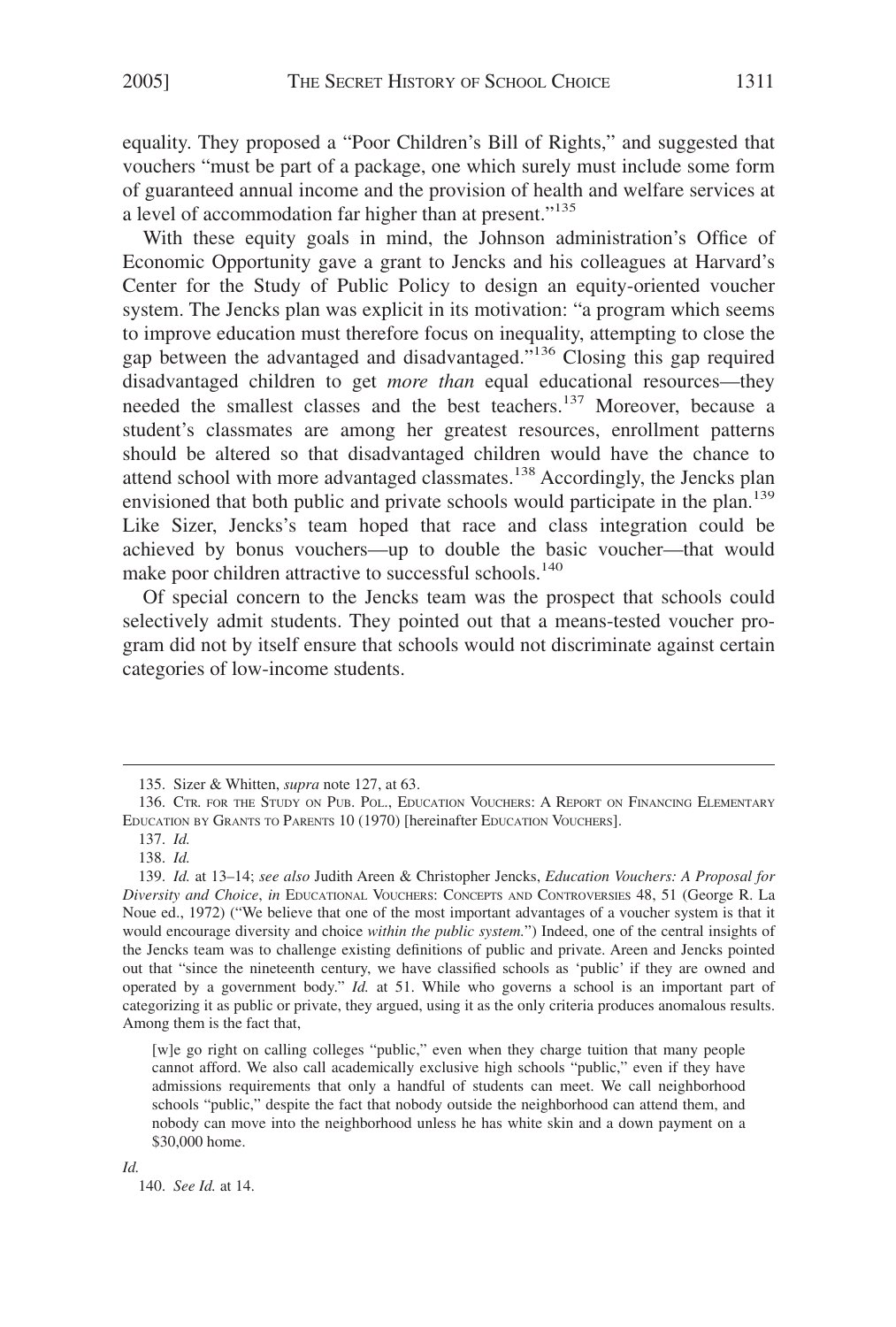equality. They proposed a "Poor Children's Bill of Rights," and suggested that vouchers "must be part of a package, one which surely must include some form of guaranteed annual income and the provision of health and welfare services at a level of accommodation far higher than at present."[135]

With these equity goals in mind, the Johnson administration's Office of Economic Opportunity gave a grant to Jencks and his colleagues at Harvard's Center for the Study of Public Policy to design an equity-oriented voucher system. The Jencks plan was explicit in its motivation: "a program which seems to improve education must therefore focus on inequality, attempting to close the gap between the advantaged and disadvantaged."[136] Closing this gap required disadvantaged children to get *more than* equal educational resources—they needed the smallest classes and the best teachers.[137] Moreover, because a student's classmates are among her greatest resources, enrollment patterns should be altered so that disadvantaged children would have the chance to attend school with more advantaged classmates.[138] Accordingly, the Jencks plan envisioned that both public and private schools would participate in the plan.[139] Like Sizer, Jencks's team hoped that race and class integration could be achieved by bonus vouchers—up to double the basic voucher—that would make poor children attractive to successful schools.[140]

Of special concern to the Jencks team was the prospect that schools could selectively admit students. They pointed out that a means-tested voucher program did not by itself ensure that schools would not discriminate against certain categories of low-income students.

---

135. Sizer & Whitten, *supra* note 127, at 63.

136. CTR. FOR THE STUDY ON PUB. POL., EDUCATION VOUCHERS: A REPORT ON FINANCING ELEMENTARY EDUCATION BY GRANTS TO PARENTS 10 (1970) [hereinafter EDUCATION VOUCHERS].

137. *Id.*

138. *Id.*

139. *Id.* at 13–14; *see also* Judith Areen & Christopher Jencks, *Education Vouchers: A Proposal for Diversity and Choice*, *in* EDUCATIONAL VOUCHERS: CONCEPTS AND CONTROVERSIES 48, 51 (George R. La Noue ed., 1972) ("We believe that one of the most important advantages of a voucher system is that it would encourage diversity and choice *within the public system.*") Indeed, one of the central insights of the Jencks team was to challenge existing definitions of public and private. Areen and Jencks pointed out that "since the nineteenth century, we have classified schools as 'public' if they are owned and operated by a government body." *Id.* at 51. While who governs a school is an important part of categorizing it as public or private, they argued, using it as the only criteria produces anomalous results. Among them is the fact that,

> [w]e go right on calling colleges "public," even when they charge tuition that many people cannot afford. We also call academically exclusive high schools "public," even if they have admissions requirements that only a handful of students can meet. We call neighborhood schools "public," despite the fact that nobody outside the neighborhood can attend them, and nobody can move into the neighborhood unless he has white skin and a down payment on a $30,000 home.

*Id.*

140. *See Id.* at 14.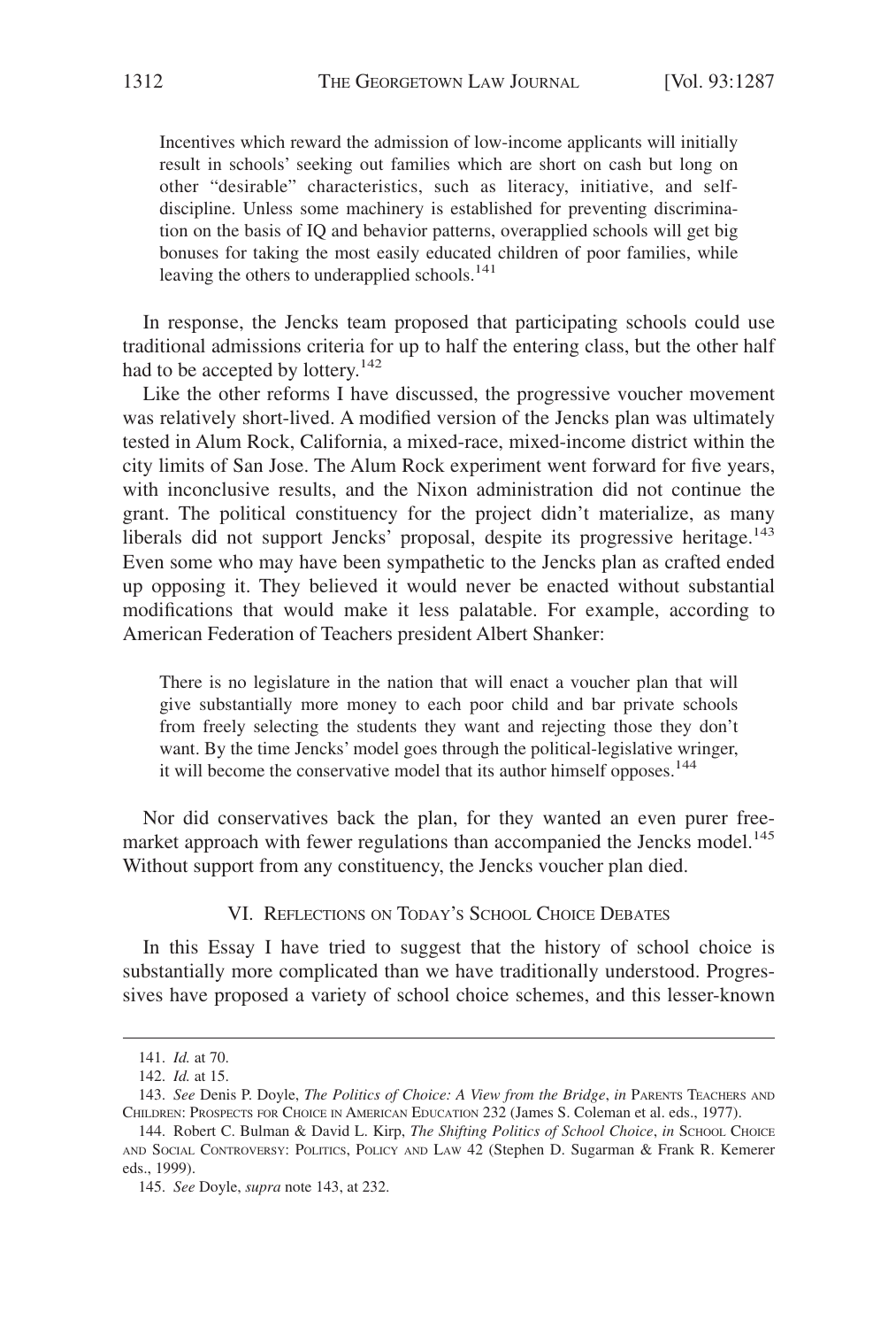> Incentives which reward the admission of low-income applicants will initially result in schools' seeking out families which are short on cash but long on other "desirable" characteristics, such as literacy, initiative, and self-discipline. Unless some machinery is established for preventing discrimination on the basis of IQ and behavior patterns, overapplied schools will get big bonuses for taking the most easily educated children of poor families, while leaving the others to underapplied schools.[141]

In response, the Jencks team proposed that participating schools could use traditional admissions criteria for up to half the entering class, but the other half had to be accepted by lottery.[142]

Like the other reforms I have discussed, the progressive voucher movement was relatively short-lived. A modified version of the Jencks plan was ultimately tested in Alum Rock, California, a mixed-race, mixed-income district within the city limits of San Jose. The Alum Rock experiment went forward for five years, with inconclusive results, and the Nixon administration did not continue the grant. The political constituency for the project didn't materialize, as many liberals did not support Jencks' proposal, despite its progressive heritage.[143] Even some who may have been sympathetic to the Jencks plan as crafted ended up opposing it. They believed it would never be enacted without substantial modifications that would make it less palatable. For example, according to American Federation of Teachers president Albert Shanker:

> There is no legislature in the nation that will enact a voucher plan that will give substantially more money to each poor child and bar private schools from freely selecting the students they want and rejecting those they don't want. By the time Jencks' model goes through the political-legislative wringer, it will become the conservative model that its author himself opposes.[144]

Nor did conservatives back the plan, for they wanted an even purer free-market approach with fewer regulations than accompanied the Jencks model.[145] Without support from any constituency, the Jencks voucher plan died.

## VI. Reflections on Today's School Choice Debates

In this Essay I have tried to suggest that the history of school choice is substantially more complicated than we have traditionally understood. Progressives have proposed a variety of school choice schemes, and this lesser-known

---

141. *Id.* at 70.

142. *Id.* at 15.

143. *See* Denis P. Doyle, *The Politics of Choice: A View from the Bridge*, *in* Parents Teachers and Children: Prospects for Choice in American Education 232 (James S. Coleman et al. eds., 1977).

144. Robert C. Bulman & David L. Kirp, *The Shifting Politics of School Choice*, *in* School Choice and Social Controversy: Politics, Policy and Law 42 (Stephen D. Sugarman & Frank R. Kemerer eds., 1999).

145. *See* Doyle, *supra* note 143, at 232.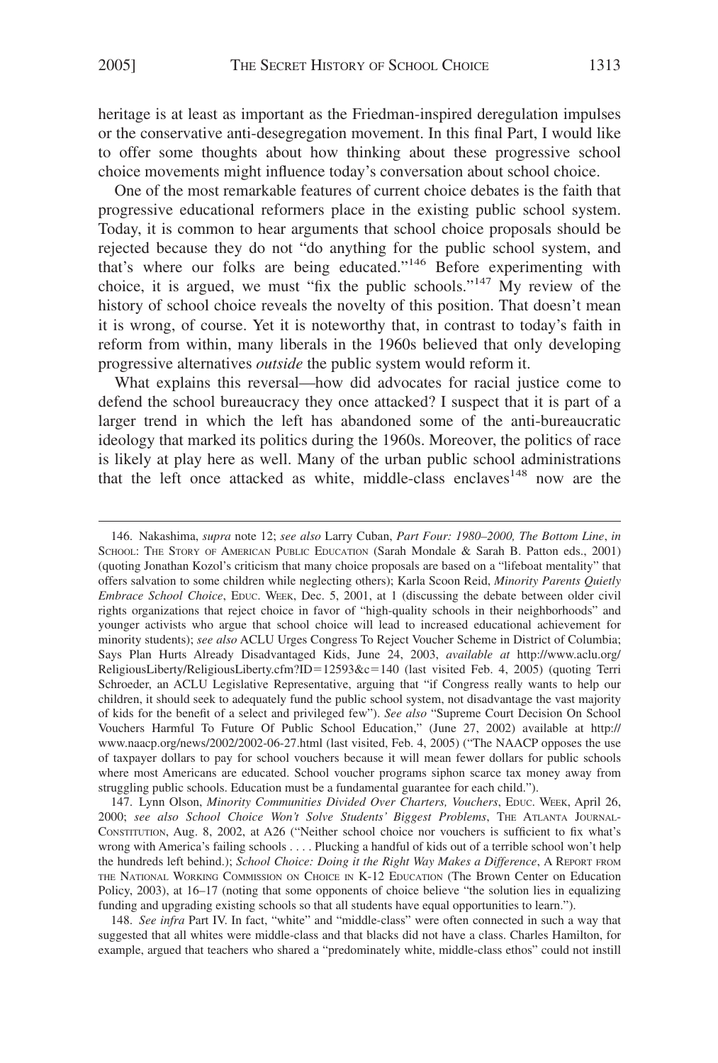heritage is at least as important as the Friedman-inspired deregulation impulses or the conservative anti-desegregation movement. In this final Part, I would like to offer some thoughts about how thinking about these progressive school choice movements might influence today's conversation about school choice.

One of the most remarkable features of current choice debates is the faith that progressive educational reformers place in the existing public school system. Today, it is common to hear arguments that school choice proposals should be rejected because they do not "do anything for the public school system, and that's where our folks are being educated."[146] Before experimenting with choice, it is argued, we must "fix the public schools."[147] My review of the history of school choice reveals the novelty of this position. That doesn't mean it is wrong, of course. Yet it is noteworthy that, in contrast to today's faith in reform from within, many liberals in the 1960s believed that only developing progressive alternatives *outside* the public system would reform it.

What explains this reversal—how did advocates for racial justice come to defend the school bureaucracy they once attacked? I suspect that it is part of a larger trend in which the left has abandoned some of the anti-bureaucratic ideology that marked its politics during the 1960s. Moreover, the politics of race is likely at play here as well. Many of the urban public school administrations that the left once attacked as white, middle-class enclaves[148] now are the

---

146. Nakashima, *supra* note 12; *see also* Larry Cuban, *Part Four: 1980–2000, The Bottom Line*, *in* SCHOOL: THE STORY OF AMERICAN PUBLIC EDUCATION (Sarah Mondale & Sarah B. Patton eds., 2001) (quoting Jonathan Kozol's criticism that many choice proposals are based on a "lifeboat mentality" that offers salvation to some children while neglecting others); Karla Scoon Reid, *Minority Parents Quietly Embrace School Choice*, EDUC. WEEK, Dec. 5, 2001, at 1 (discussing the debate between older civil rights organizations that reject choice in favor of "high-quality schools in their neighborhoods" and younger activists who argue that school choice will lead to increased educational achievement for minority students); *see also* ACLU Urges Congress To Reject Voucher Scheme in District of Columbia; Says Plan Hurts Already Disadvantaged Kids, June 24, 2003, *available at* http://www.aclu.org/ReligiousLiberty/ReligiousLiberty.cfm?ID=12593&c=140 (last visited Feb. 4, 2005) (quoting Terri Schroeder, an ACLU Legislative Representative, arguing that "if Congress really wants to help our children, it should seek to adequately fund the public school system, not disadvantage the vast majority of kids for the benefit of a select and privileged few"). *See also* "Supreme Court Decision On School Vouchers Harmful To Future Of Public School Education," (June 27, 2002) available at http://www.naacp.org/news/2002/2002-06-27.html (last visited, Feb. 4, 2005) ("The NAACP opposes the use of taxpayer dollars to pay for school vouchers because it will mean fewer dollars for public schools where most Americans are educated. School voucher programs siphon scarce tax money away from struggling public schools. Education must be a fundamental guarantee for each child.").

147. Lynn Olson, *Minority Communities Divided Over Charters, Vouchers*, EDUC. WEEK, April 26, 2000; *see also School Choice Won't Solve Students' Biggest Problems*, THE ATLANTA JOURNAL-CONSTITUTION, Aug. 8, 2002, at A26 ("Neither school choice nor vouchers is sufficient to fix what's wrong with America's failing schools . . . . Plucking a handful of kids out of a terrible school won't help the hundreds left behind.); *School Choice: Doing it the Right Way Makes a Difference*, A REPORT FROM THE NATIONAL WORKING COMMISSION ON CHOICE IN K-12 EDUCATION (The Brown Center on Education Policy, 2003), at 16–17 (noting that some opponents of choice believe "the solution lies in equalizing funding and upgrading existing schools so that all students have equal opportunities to learn.").

148. *See infra* Part IV. In fact, "white" and "middle-class" were often connected in such a way that suggested that all whites were middle-class and that blacks did not have a class. Charles Hamilton, for example, argued that teachers who shared a "predominately white, middle-class ethos" could not instill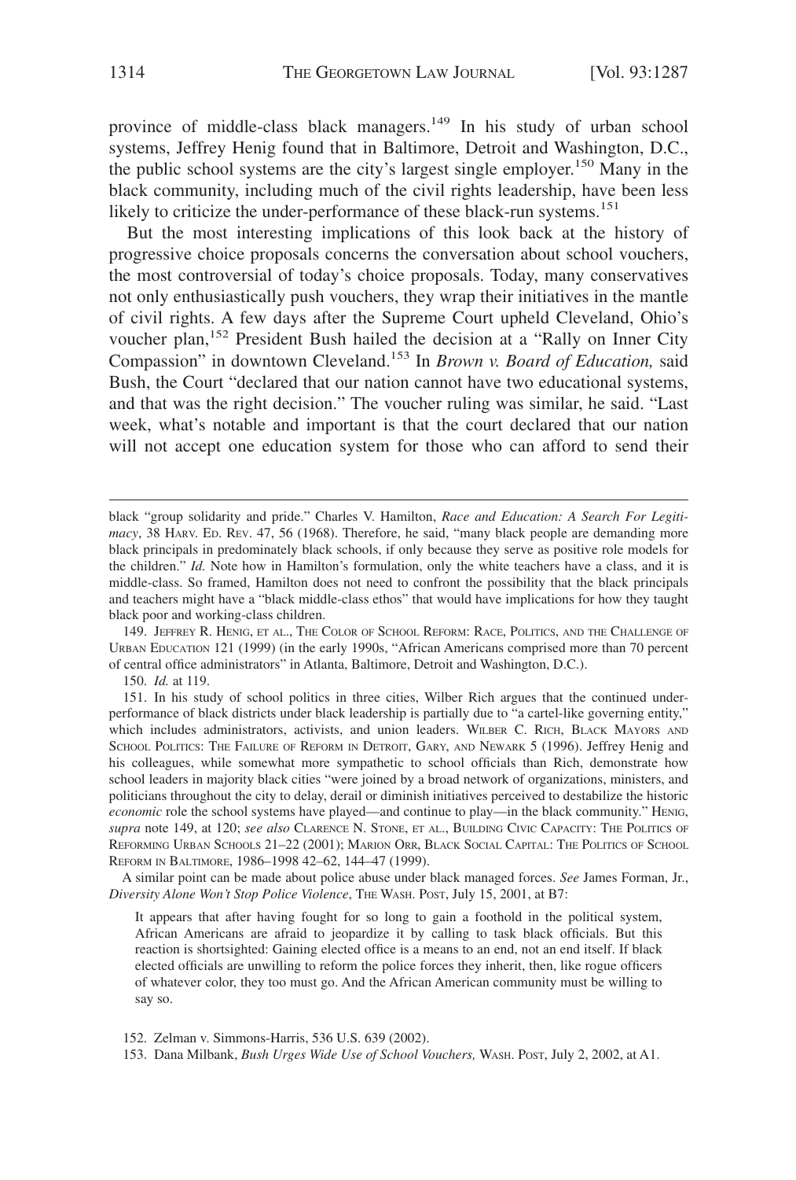province of middle-class black managers.[149] In his study of urban school systems, Jeffrey Henig found that in Baltimore, Detroit and Washington, D.C., the public school systems are the city's largest single employer.[150] Many in the black community, including much of the civil rights leadership, have been less likely to criticize the under-performance of these black-run systems.[151]

But the most interesting implications of this look back at the history of progressive choice proposals concerns the conversation about school vouchers, the most controversial of today's choice proposals. Today, many conservatives not only enthusiastically push vouchers, they wrap their initiatives in the mantle of civil rights. A few days after the Supreme Court upheld Cleveland, Ohio's voucher plan,[152] President Bush hailed the decision at a "Rally on Inner City Compassion" in downtown Cleveland.[153] In *Brown v. Board of Education,* said Bush, the Court "declared that our nation cannot have two educational systems, and that was the right decision." The voucher ruling was similar, he said. "Last week, what's notable and important is that the court declared that our nation will not accept one education system for those who can afford to send their

---

black "group solidarity and pride." Charles V. Hamilton, *Race and Education: A Search For Legitimacy*, 38 HARV. ED. REV. 47, 56 (1968). Therefore, he said, "many black people are demanding more black principals in predominately black schools, if only because they serve as positive role models for the children." *Id.* Note how in Hamilton's formulation, only the white teachers have a class, and it is middle-class. So framed, Hamilton does not need to confront the possibility that the black principals and teachers might have a "black middle-class ethos" that would have implications for how they taught black poor and working-class children.

149. JEFFREY R. HENIG, ET AL., THE COLOR OF SCHOOL REFORM: RACE, POLITICS, AND THE CHALLENGE OF URBAN EDUCATION 121 (1999) (in the early 1990s, "African Americans comprised more than 70 percent of central office administrators" in Atlanta, Baltimore, Detroit and Washington, D.C.).

150. *Id.* at 119.

151. In his study of school politics in three cities, Wilber Rich argues that the continued under-performance of black districts under black leadership is partially due to "a cartel-like governing entity," which includes administrators, activists, and union leaders. WILBER C. RICH, BLACK MAYORS AND SCHOOL POLITICS: THE FAILURE OF REFORM IN DETROIT, GARY, AND NEWARK 5 (1996). Jeffrey Henig and his colleagues, while somewhat more sympathetic to school officials than Rich, demonstrate how school leaders in majority black cities "were joined by a broad network of organizations, ministers, and politicians throughout the city to delay, derail or diminish initiatives perceived to destabilize the historic *economic* role the school systems have played—and continue to play—in the black community." HENIG, *supra* note 149, at 120; *see also* CLARENCE N. STONE, ET AL., BUILDING CIVIC CAPACITY: THE POLITICS OF REFORMING URBAN SCHOOLS 21–22 (2001); MARION ORR, BLACK SOCIAL CAPITAL: THE POLITICS OF SCHOOL REFORM IN BALTIMORE, 1986–1998 42–62, 144–47 (1999).

A similar point can be made about police abuse under black managed forces. *See* James Forman, Jr., *Diversity Alone Won't Stop Police Violence*, THE WASH. POST, July 15, 2001, at B7:

> It appears that after having fought for so long to gain a foothold in the political system, African Americans are afraid to jeopardize it by calling to task black officials. But this reaction is shortsighted: Gaining elected office is a means to an end, not an end itself. If black elected officials are unwilling to reform the police forces they inherit, then, like rogue officers of whatever color, they too must go. And the African American community must be willing to say so.

152. Zelman v. Simmons-Harris, 536 U.S. 639 (2002).

153. Dana Milbank, *Bush Urges Wide Use of School Vouchers,* WASH. POST, July 2, 2002, at A1.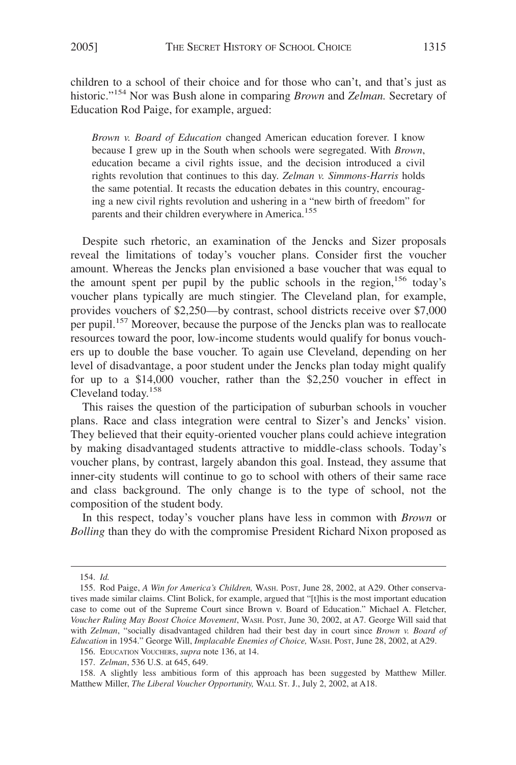children to a school of their choice and for those who can't, and that's just as historic."[154] Nor was Bush alone in comparing *Brown* and *Zelman.* Secretary of Education Rod Paige, for example, argued:

> *Brown v. Board of Education* changed American education forever. I know because I grew up in the South when schools were segregated. With *Brown*, education became a civil rights issue, and the decision introduced a civil rights revolution that continues to this day. *Zelman v. Simmons-Harris* holds the same potential. It recasts the education debates in this country, encouraging a new civil rights revolution and ushering in a "new birth of freedom" for parents and their children everywhere in America.[155]

Despite such rhetoric, an examination of the Jencks and Sizer proposals reveal the limitations of today's voucher plans. Consider first the voucher amount. Whereas the Jencks plan envisioned a base voucher that was equal to the amount spent per pupil by the public schools in the region,[156] today's voucher plans typically are much stingier. The Cleveland plan, for example, provides vouchers of $2,250—by contrast, school districts receive over $7,000 per pupil.[157] Moreover, because the purpose of the Jencks plan was to reallocate resources toward the poor, low-income students would qualify for bonus vouchers up to double the base voucher. To again use Cleveland, depending on her level of disadvantage, a poor student under the Jencks plan today might qualify for up to a $14,000 voucher, rather than the $2,250 voucher in effect in Cleveland today.[158]

This raises the question of the participation of suburban schools in voucher plans. Race and class integration were central to Sizer's and Jencks' vision. They believed that their equity-oriented voucher plans could achieve integration by making disadvantaged students attractive to middle-class schools. Today's voucher plans, by contrast, largely abandon this goal. Instead, they assume that inner-city students will continue to go to school with others of their same race and class background. The only change is to the type of school, not the composition of the student body.

In this respect, today's voucher plans have less in common with *Brown* or *Bolling* than they do with the compromise President Richard Nixon proposed as

---

154. *Id.*

155. Rod Paige, *A Win for America's Children,* WASH. POST, June 28, 2002, at A29. Other conservatives made similar claims. Clint Bolick, for example, argued that "[t]his is the most important education case to come out of the Supreme Court since Brown v. Board of Education." Michael A. Fletcher, *Voucher Ruling May Boost Choice Movement*, WASH. POST, June 30, 2002, at A7. George Will said that with *Zelman*, "socially disadvantaged children had their best day in court since *Brown v. Board of Education* in 1954." George Will, *Implacable Enemies of Choice,* WASH. POST, June 28, 2002, at A29.

156. EDUCATION VOUCHERS, *supra* note 136, at 14.

157. *Zelman*, 536 U.S. at 645, 649.

158. A slightly less ambitious form of this approach has been suggested by Matthew Miller. Matthew Miller, *The Liberal Voucher Opportunity,* WALL ST. J., July 2, 2002, at A18.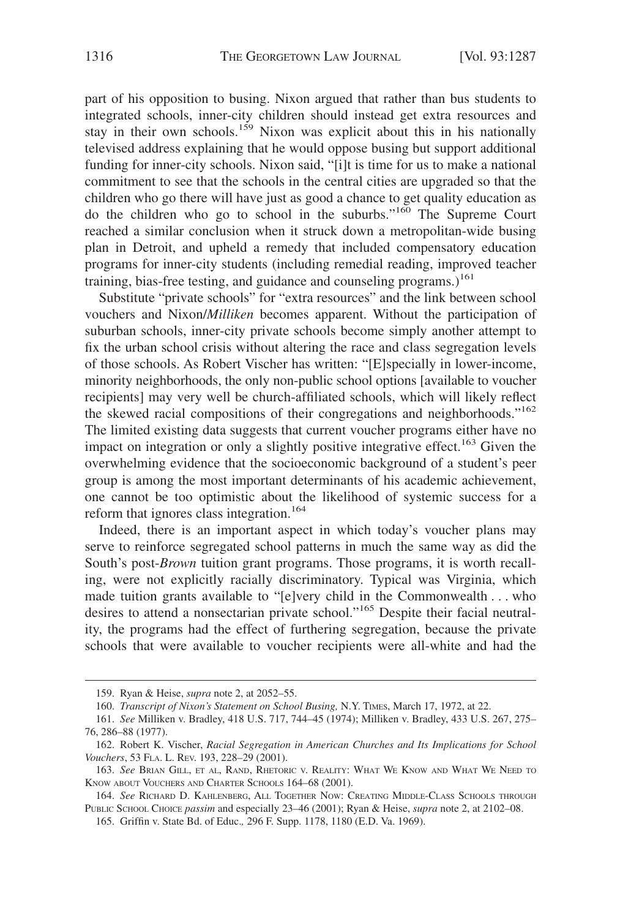part of his opposition to busing. Nixon argued that rather than bus students to integrated schools, inner-city children should instead get extra resources and stay in their own schools.[159] Nixon was explicit about this in his nationally televised address explaining that he would oppose busing but support additional funding for inner-city schools. Nixon said, "[i]t is time for us to make a national commitment to see that the schools in the central cities are upgraded so that the children who go there will have just as good a chance to get quality education as do the children who go to school in the suburbs."[160] The Supreme Court reached a similar conclusion when it struck down a metropolitan-wide busing plan in Detroit, and upheld a remedy that included compensatory education programs for inner-city students (including remedial reading, improved teacher training, bias-free testing, and guidance and counseling programs.)[161]

Substitute "private schools" for "extra resources" and the link between school vouchers and Nixon/*Milliken* becomes apparent. Without the participation of suburban schools, inner-city private schools become simply another attempt to fix the urban school crisis without altering the race and class segregation levels of those schools. As Robert Vischer has written: "[E]specially in lower-income, minority neighborhoods, the only non-public school options [available to voucher recipients] may very well be church-affiliated schools, which will likely reflect the skewed racial compositions of their congregations and neighborhoods."[162] The limited existing data suggests that current voucher programs either have no impact on integration or only a slightly positive integrative effect.[163] Given the overwhelming evidence that the socioeconomic background of a student's peer group is among the most important determinants of his academic achievement, one cannot be too optimistic about the likelihood of systemic success for a reform that ignores class integration.[164]

Indeed, there is an important aspect in which today's voucher plans may serve to reinforce segregated school patterns in much the same way as did the South's post-*Brown* tuition grant programs. Those programs, it is worth recalling, were not explicitly racially discriminatory. Typical was Virginia, which made tuition grants available to "[e]very child in the Commonwealth . . . who desires to attend a nonsectarian private school."[165] Despite their facial neutrality, the programs had the effect of furthering segregation, because the private schools that were available to voucher recipients were all-white and had the

---

159. Ryan & Heise, *supra* note 2, at 2052–55.

160. *Transcript of Nixon's Statement on School Busing,* N.Y. TIMES, March 17, 1972, at 22.

161. *See* Milliken v. Bradley, 418 U.S. 717, 744–45 (1974); Milliken v. Bradley, 433 U.S. 267, 275–76, 286–88 (1977).

162. Robert K. Vischer, *Racial Segregation in American Churches and Its Implications for School Vouchers*, 53 FLA. L. REV. 193, 228–29 (2001).

163. *See* BRIAN GILL, ET AL, RAND, RHETORIC V. REALITY: WHAT WE KNOW AND WHAT WE NEED TO KNOW ABOUT VOUCHERS AND CHARTER SCHOOLS 164–68 (2001).

164. *See* RICHARD D. KAHLENBERG, ALL TOGETHER NOW: CREATING MIDDLE-CLASS SCHOOLS THROUGH PUBLIC SCHOOL CHOICE *passim* and especially 23–46 (2001); Ryan & Heise, *supra* note 2, at 2102–08.

165. Griffin v. State Bd. of Educ.*,* 296 F. Supp. 1178, 1180 (E.D. Va. 1969).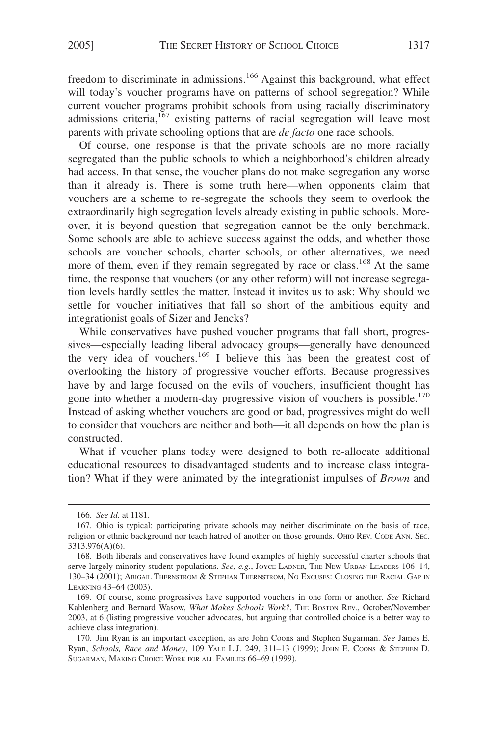freedom to discriminate in admissions.[166] Against this background, what effect will today's voucher programs have on patterns of school segregation? While current voucher programs prohibit schools from using racially discriminatory admissions criteria,[167] existing patterns of racial segregation will leave most parents with private schooling options that are *de facto* one race schools.

Of course, one response is that the private schools are no more racially segregated than the public schools to which a neighborhood's children already had access. In that sense, the voucher plans do not make segregation any worse than it already is. There is some truth here—when opponents claim that vouchers are a scheme to re-segregate the schools they seem to overlook the extraordinarily high segregation levels already existing in public schools. Moreover, it is beyond question that segregation cannot be the only benchmark. Some schools are able to achieve success against the odds, and whether those schools are voucher schools, charter schools, or other alternatives, we need more of them, even if they remain segregated by race or class.[168] At the same time, the response that vouchers (or any other reform) will not increase segregation levels hardly settles the matter. Instead it invites us to ask: Why should we settle for voucher initiatives that fall so short of the ambitious equity and integrationist goals of Sizer and Jencks?

While conservatives have pushed voucher programs that fall short, progressives—especially leading liberal advocacy groups—generally have denounced the very idea of vouchers.[169] I believe this has been the greatest cost of overlooking the history of progressive voucher efforts. Because progressives have by and large focused on the evils of vouchers, insufficient thought has gone into whether a modern-day progressive vision of vouchers is possible.[170] Instead of asking whether vouchers are good or bad, progressives might do well to consider that vouchers are neither and both—it all depends on how the plan is constructed.

What if voucher plans today were designed to both re-allocate additional educational resources to disadvantaged students and to increase class integration? What if they were animated by the integrationist impulses of *Brown* and

---

166. *See Id.* at 1181.

167. Ohio is typical: participating private schools may neither discriminate on the basis of race, religion or ethnic background nor teach hatred of another on those grounds. OHIO REV. CODE ANN. SEC. 3313.976(A)(6).

168. Both liberals and conservatives have found examples of highly successful charter schools that serve largely minority student populations. *See, e.g.*, JOYCE LADNER, THE NEW URBAN LEADERS 106–14, 130–34 (2001); ABIGAIL THERNSTROM & STEPHAN THERNSTROM, NO EXCUSES: CLOSING THE RACIAL GAP IN LEARNING 43–64 (2003).

169. Of course, some progressives have supported vouchers in one form or another. *See* Richard Kahlenberg and Bernard Wasow, *What Makes Schools Work?*, THE BOSTON REV., October/November 2003, at 6 (listing progressive voucher advocates, but arguing that controlled choice is a better way to achieve class integration).

170. Jim Ryan is an important exception, as are John Coons and Stephen Sugarman. *See* James E. Ryan, *Schools, Race and Money*, 109 YALE L.J. 249, 311–13 (1999); JOHN E. COONS & STEPHEN D. SUGARMAN, MAKING CHOICE WORK FOR ALL FAMILIES 66–69 (1999).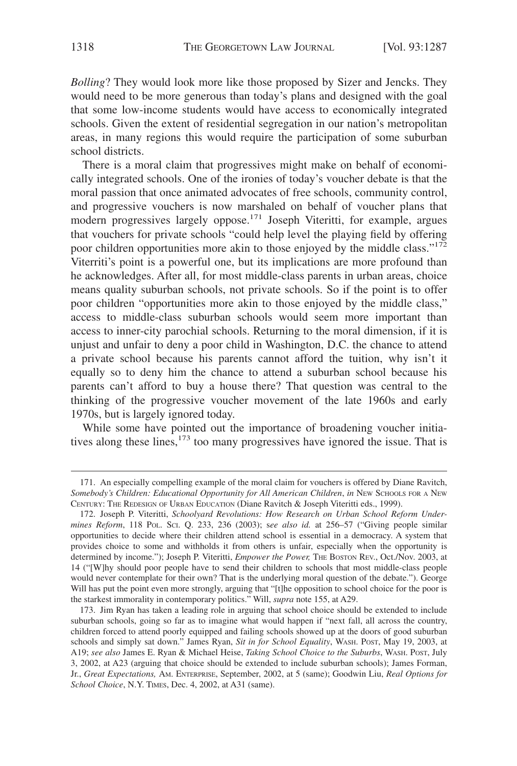*Bolling*? They would look more like those proposed by Sizer and Jencks. They would need to be more generous than today's plans and designed with the goal that some low-income students would have access to economically integrated schools. Given the extent of residential segregation in our nation's metropolitan areas, in many regions this would require the participation of some suburban school districts.

There is a moral claim that progressives might make on behalf of economically integrated schools. One of the ironies of today's voucher debate is that the moral passion that once animated advocates of free schools, community control, and progressive vouchers is now marshaled on behalf of voucher plans that modern progressives largely oppose.[171] Joseph Viteritti, for example, argues that vouchers for private schools "could help level the playing field by offering poor children opportunities more akin to those enjoyed by the middle class."[172] Viterriti's point is a powerful one, but its implications are more profound than he acknowledges. After all, for most middle-class parents in urban areas, choice means quality suburban schools, not private schools. So if the point is to offer poor children "opportunities more akin to those enjoyed by the middle class," access to middle-class suburban schools would seem more important than access to inner-city parochial schools. Returning to the moral dimension, if it is unjust and unfair to deny a poor child in Washington, D.C. the chance to attend a private school because his parents cannot afford the tuition, why isn't it equally so to deny him the chance to attend a suburban school because his parents can't afford to buy a house there? That question was central to the thinking of the progressive voucher movement of the late 1960s and early 1970s, but is largely ignored today.

While some have pointed out the importance of broadening voucher initiatives along these lines,[173] too many progressives have ignored the issue. That is

---

171. An especially compelling example of the moral claim for vouchers is offered by Diane Ravitch, *Somebody's Children: Educational Opportunity for All American Children*, *in* NEW SCHOOLS FOR A NEW CENTURY: THE REDESIGN OF URBAN EDUCATION (Diane Ravitch & Joseph Viteritti eds., 1999).

172. Joseph P. Viteritti, *Schoolyard Revolutions: How Research on Urban School Reform Undermines Reform*, 118 POL. SCI. Q. 233, 236 (2003); s*ee also id.* at 256–57 ("Giving people similar opportunities to decide where their children attend school is essential in a democracy. A system that provides choice to some and withholds it from others is unfair, especially when the opportunity is determined by income."); Joseph P. Viteritti, *Empower the Power,* THE BOSTON REV., Oct./Nov. 2003, at 14 ("[W]hy should poor people have to send their children to schools that most middle-class people would never contemplate for their own? That is the underlying moral question of the debate."). George Will has put the point even more strongly, arguing that "[t]he opposition to school choice for the poor is the starkest immorality in contemporary politics." Will, *supra* note 155, at A29.

173. Jim Ryan has taken a leading role in arguing that school choice should be extended to include suburban schools, going so far as to imagine what would happen if "next fall, all across the country, children forced to attend poorly equipped and failing schools showed up at the doors of good suburban schools and simply sat down." James Ryan, *Sit in for School Equality*, WASH. POST, May 19, 2003, at A19; *see also* James E. Ryan & Michael Heise, *Taking School Choice to the Suburbs*, WASH. POST, July 3, 2002, at A23 (arguing that choice should be extended to include suburban schools); James Forman, Jr., *Great Expectations,* AM. ENTERPRISE, September, 2002, at 5 (same); Goodwin Liu, *Real Options for School Choice*, N.Y. TIMES, Dec. 4, 2002, at A31 (same).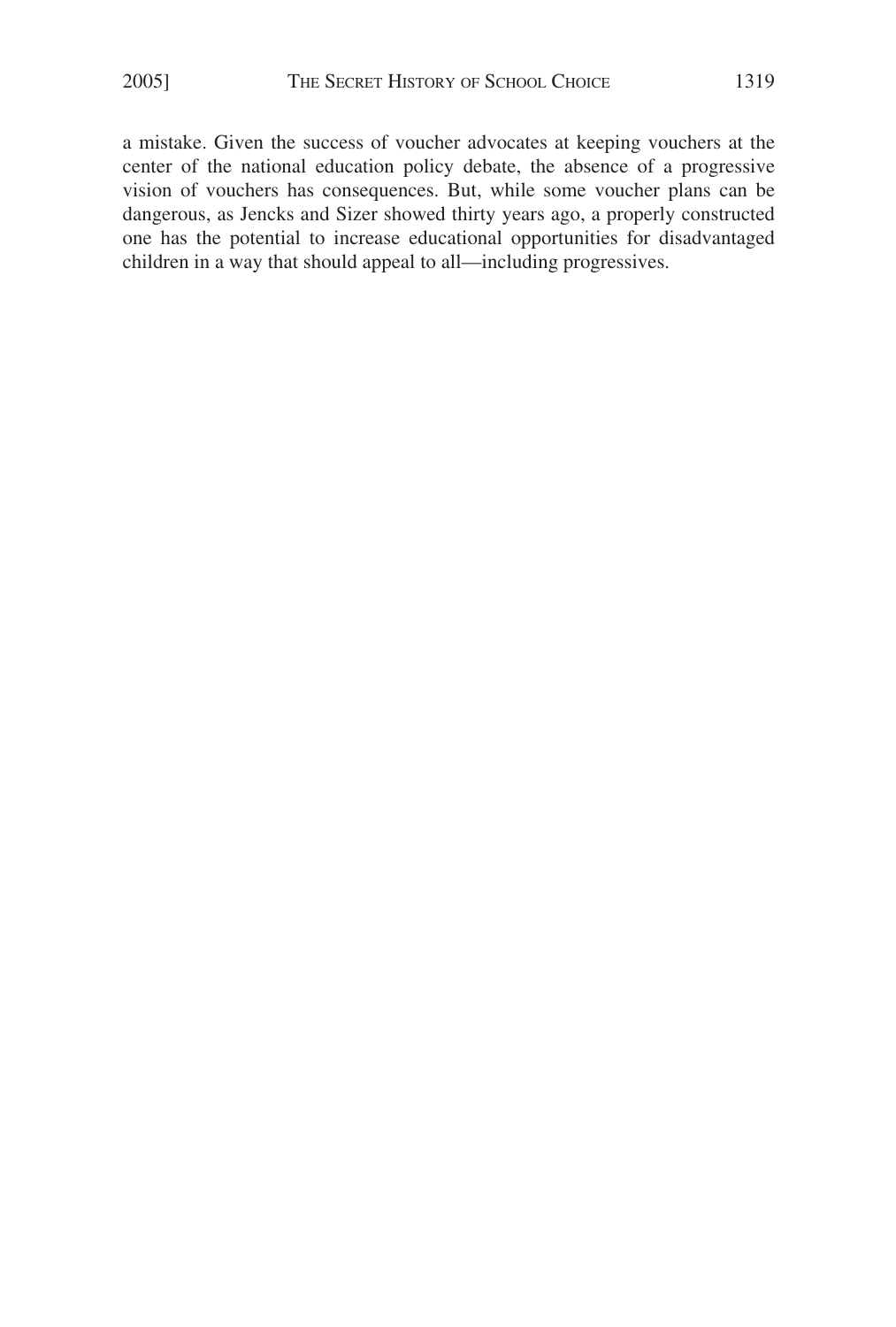a mistake. Given the success of voucher advocates at keeping vouchers at the center of the national education policy debate, the absence of a progressive vision of vouchers has consequences. But, while some voucher plans can be dangerous, as Jencks and Sizer showed thirty years ago, a properly constructed one has the potential to increase educational opportunities for disadvantaged children in a way that should appeal to all—including progressives.